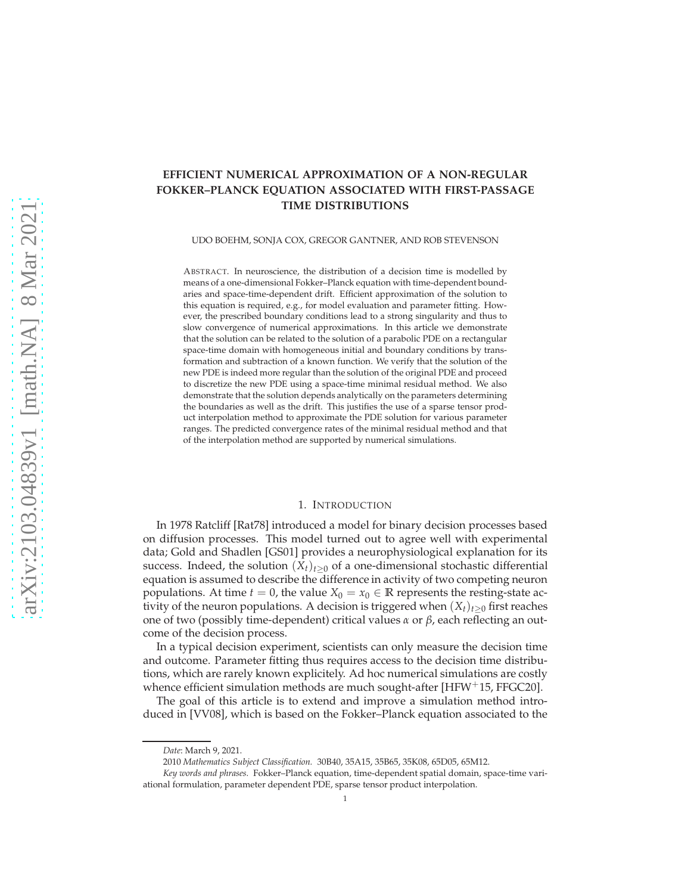# EFFICIENT NUMERICAL APPROXIMATION OF A NON-REGULAR FOKKER–PLANCK EQUATION ASSOCIATED WITH FIRST-PASSAGE TIME DISTRIBUTIONS

UDO BOEHM, SONJA COX, GREGOR GANTNER, AND ROB STEVENSON

ABSTRACT. In neuroscience, the distribution of a decision time is modelled by means of a one-dimensional Fokker–Planck equation with time-dependent boundaries and space-time-dependent drift. Efficient approximation of the solution to this equation is required, e.g., for model evaluation and parameter fitting. However, the prescribed boundary conditions lead to a strong singularity and thus to slow convergence of numerical approximations. In this article we demonstrate that the solution can be related to the solution of a parabolic PDE on a rectangular space-time domain with homogeneous initial and boundary conditions by transformation and subtraction of a known function. We verify that the solution of the new PDE is indeed more regular than the solution of the original PDE and proceed to discretize the new PDE using a space-time minimal residual method. We also demonstrate that the solution depends analytically on the parameters determining the boundaries as well as the drift. This justifies the use of a sparse tensor product interpolation method to approximate the PDE solution for various parameter ranges. The predicted convergence rates of the minimal residual method and that of the interpolation method are supported by numerical simulations.

## 1. INTRODUCTION

In 1978 Ratcliff [Rat78] introduced a model for binary decision processes based on diffusion processes. This model turned out to agree well with experimental data; Gold and Shadlen [GS01] provides a neurophysiological explanation for its success. Indeed, the solution $(X_t)_{t\geq 0}$ of a one-dimensional stochastic differential equation is assumed to describe the difference in activity of two competing neuron populations. At time $t = 0$, the value $X_0 = x_0 \in \mathbb{R}$ represents the resting-state activity of the neuron populations. A decision is triggered when $(X_t)_{t\geq 0}$ first reaches one of two (possibly time-dependent) critical values $\alpha$ or $\beta$, each reflecting an outcome of the decision process.

In a typical decision experiment, scientists can only measure the decision time and outcome. Parameter fitting thus requires access to the decision time distributions, which are rarely known explicitely. Ad hoc numerical simulations are costly whence efficient simulation methods are much sought-after [HFW+15, FFGC20].

The goal of this article is to extend and improve a simulation method introduced in [VV08], which is based on the Fokker–Planck equation associated to the

*Date*: March 9, 2021.

2010 *Mathematics Subject Classification.* 30B40, 35A15, 35B65, 35K08, 65D05, 65M12.

*Key words and phrases.* Fokker–Planck equation, time-dependent spatial domain, space-time variational formulation, parameter dependent PDE, sparse tensor product interpolation.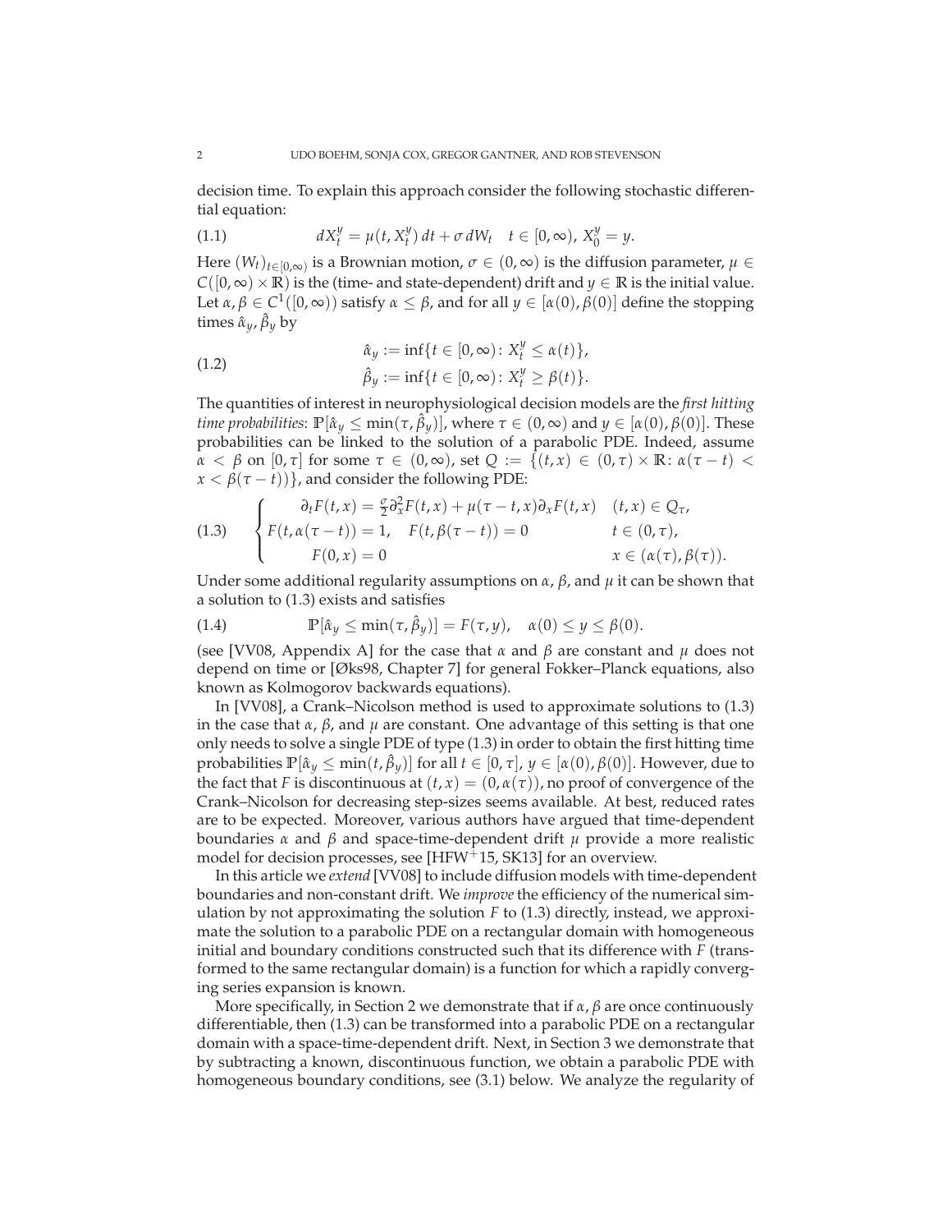decision time. To explain this approach consider the following stochastic differential equation:

$$dX_t^y = \mu(t, X_t^y)\,dt + \sigma\,dW_t \quad t \in [0,\infty),\ X_0^y = y. \tag{1.1}$$

Here $(W_t)_{t\in[0,\infty)}$ is a Brownian motion, $\sigma \in (0,\infty)$ is the diffusion parameter, $\mu \in C([0,\infty)\times\mathbb{R})$ is the (time- and state-dependent) drift and $y \in \mathbb{R}$ is the initial value. Let $\alpha, \beta \in C^1([0,\infty))$ satisfy $\alpha \le \beta$, and for all $y \in [\alpha(0), \beta(0)]$ define the stopping times $\hat{\alpha}_y, \hat{\beta}_y$ by

$$\begin{aligned} \hat{\alpha}_y &:= \inf\{t \in [0,\infty) \colon X_t^y \le \alpha(t)\}, \\ \hat{\beta}_y &:= \inf\{t \in [0,\infty) \colon X_t^y \ge \beta(t)\}. \end{aligned} \tag{1.2}$$

The quantities of interest in neurophysiological decision models are the *first hitting time probabilities*: $\mathbb{P}[\hat{\alpha}_y \le \min(\tau, \hat{\beta}_y)]$, where $\tau \in (0,\infty)$ and $y \in [\alpha(0), \beta(0)]$. These probabilities can be linked to the solution of a parabolic PDE. Indeed, assume $\alpha < \beta$ on $[0,\tau]$ for some $\tau \in (0,\infty)$, set $Q := \{(t,x) \in (0,\tau)\times\mathbb{R} \colon \alpha(\tau - t) < x < \beta(\tau - t))\}$, and consider the following PDE:

$$\begin{cases} \partial_t F(t,x) = \frac{\sigma}{2}\partial_x^2 F(t,x) + \mu(\tau - t, x)\partial_x F(t,x) & (t,x) \in Q_\tau, \\ F(t, \alpha(\tau - t)) = 1, \quad F(t, \beta(\tau - t)) = 0 & t \in (0,\tau), \\ F(0,x) = 0 & x \in (\alpha(\tau), \beta(\tau)). \end{cases} \tag{1.3}$$

Under some additional regularity assumptions on $\alpha$, $\beta$, and $\mu$ it can be shown that a solution to (1.3) exists and satisfies

$$\mathbb{P}[\hat{\alpha}_y \le \min(\tau, \hat{\beta}_y)] = F(\tau, y), \quad \alpha(0) \le y \le \beta(0). \tag{1.4}$$

(see [VV08, Appendix A] for the case that $\alpha$ and $\beta$ are constant and $\mu$ does not depend on time or [Øks98, Chapter 7] for general Fokker–Planck equations, also known as Kolmogorov backwards equations).

In [VV08], a Crank–Nicolson method is used to approximate solutions to (1.3) in the case that $\alpha$, $\beta$, and $\mu$ are constant. One advantage of this setting is that one only needs to solve a single PDE of type (1.3) in order to obtain the first hitting time probabilities $\mathbb{P}[\hat{\alpha}_y \le \min(t, \hat{\beta}_y)]$ for all $t \in [0,\tau]$, $y \in [\alpha(0), \beta(0)]$. However, due to the fact that $F$ is discontinuous at $(t,x) = (0, \alpha(\tau))$, no proof of convergence of the Crank–Nicolson for decreasing step-sizes seems available. At best, reduced rates are to be expected. Moreover, various authors have argued that time-dependent boundaries $\alpha$ and $\beta$ and space-time-dependent drift $\mu$ provide a more realistic model for decision processes, see [HFW+15, SK13] for an overview.

In this article we *extend* [VV08] to include diffusion models with time-dependent boundaries and non-constant drift. We *improve* the efficiency of the numerical simulation by not approximating the solution $F$ to (1.3) directly, instead, we approximate the solution to a parabolic PDE on a rectangular domain with homogeneous initial and boundary conditions constructed such that its difference with $F$ (transformed to the same rectangular domain) is a function for which a rapidly converging series expansion is known.

More specifically, in Section 2 we demonstrate that if $\alpha, \beta$ are once continuously differentiable, then (1.3) can be transformed into a parabolic PDE on a rectangular domain with a space-time-dependent drift. Next, in Section 3 we demonstrate that by subtracting a known, discontinuous function, we obtain a parabolic PDE with homogeneous boundary conditions, see (3.1) below. We analyze the regularity of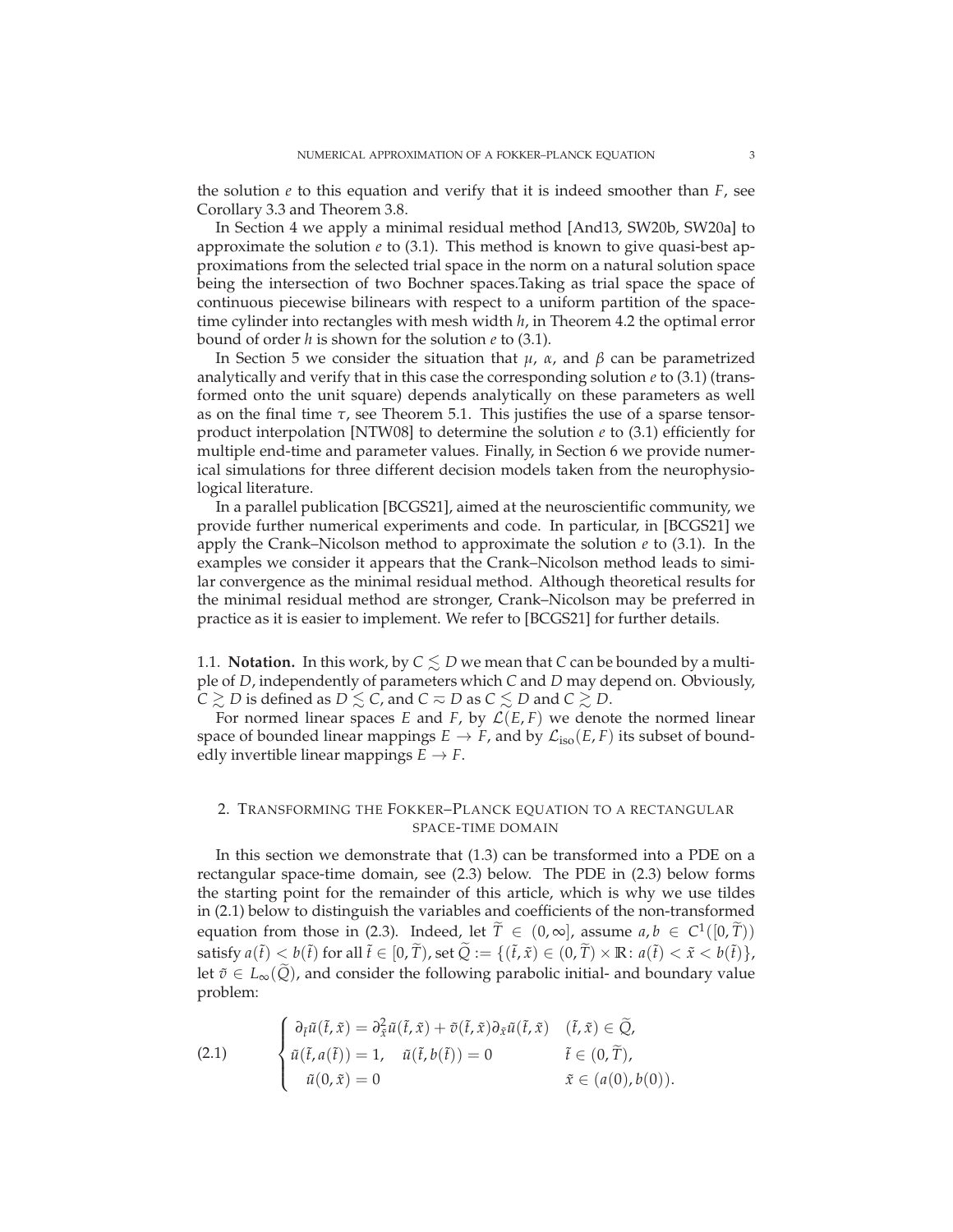the solution $e$ to this equation and verify that it is indeed smoother than $F$, see Corollary 3.3 and Theorem 3.8.

In Section 4 we apply a minimal residual method [And13, SW20b, SW20a] to approximate the solution $e$ to (3.1). This method is known to give quasi-best approximations from the selected trial space in the norm on a natural solution space being the intersection of two Bochner spaces.Taking as trial space the space of continuous piecewise bilinears with respect to a uniform partition of the space-time cylinder into rectangles with mesh width $h$, in Theorem 4.2 the optimal error bound of order $h$ is shown for the solution $e$ to (3.1).

In Section 5 we consider the situation that $\mu$, $\alpha$, and $\beta$ can be parametrized analytically and verify that in this case the corresponding solution $e$ to (3.1) (transformed onto the unit square) depends analytically on these parameters as well as on the final time $\tau$, see Theorem 5.1. This justifies the use of a sparse tensor-product interpolation [NTW08] to determine the solution $e$ to (3.1) efficiently for multiple end-time and parameter values. Finally, in Section 6 we provide numerical simulations for three different decision models taken from the neurophysiological literature.

In a parallel publication [BCGS21], aimed at the neuroscientific community, we provide further numerical experiments and code. In particular, in [BCGS21] we apply the Crank–Nicolson method to approximate the solution $e$ to (3.1). In the examples we consider it appears that the Crank–Nicolson method leads to similar convergence as the minimal residual method. Although theoretical results for the minimal residual method are stronger, Crank–Nicolson may be preferred in practice as it is easier to implement. We refer to [BCGS21] for further details.

### 1.1. Notation.

In this work, by $C \lesssim D$ we mean that $C$ can be bounded by a multiple of $D$, independently of parameters which $C$ and $D$ may depend on. Obviously, $C \gtrsim D$ is defined as $D \lesssim C$, and $C \eqsim D$ as $C \lesssim D$ and $C \gtrsim D$.

For normed linear spaces $E$ and $F$, by $\mathcal{L}(E, F)$ we denote the normed linear space of bounded linear mappings $E \to F$, and by $\mathcal{L}_{\mathrm{iso}}(E, F)$ its subset of boundedly invertible linear mappings $E \to F$.

## 2. Transforming the Fokker–Planck equation to a rectangular space-time domain

In this section we demonstrate that (1.3) can be transformed into a PDE on a rectangular space-time domain, see (2.3) below. The PDE in (2.3) below forms the starting point for the remainder of this article, which is why we use tildes in (2.1) below to distinguish the variables and coefficients of the non-transformed equation from those in (2.3). Indeed, let $\widetilde{T} \in (0, \infty]$, assume $a, b \in C^1([0, \widetilde{T}))$ satisfy $a(\tilde{t}) < b(\tilde{t})$ for all $\tilde{t} \in [0, \widetilde{T})$, set $\widetilde{Q} := \{(\tilde{t}, \tilde{x}) \in (0, \widetilde{T}) \times \mathbb{R} \colon a(\tilde{t}) < \tilde{x} < b(\tilde{t})\}$, let $\tilde{v} \in L_\infty(\widetilde{Q})$, and consider the following parabolic initial- and boundary value problem:

$$
\begin{cases}
\partial_{\tilde{t}} \tilde{u}(\tilde{t}, \tilde{x}) = \partial_{\tilde{x}}^2 \tilde{u}(\tilde{t}, \tilde{x}) + \tilde{v}(\tilde{t}, \tilde{x}) \partial_{\tilde{x}} \tilde{u}(\tilde{t}, \tilde{x}) & (\tilde{t}, \tilde{x}) \in \widetilde{Q}, \\
\tilde{u}(\tilde{t}, a(\tilde{t})) = 1, \quad \tilde{u}(\tilde{t}, b(\tilde{t})) = 0 & \tilde{t} \in (0, \widetilde{T}), \\
\tilde{u}(0, \tilde{x}) = 0 & \tilde{x} \in (a(0), b(0)).
\end{cases}
\tag{2.1}
$$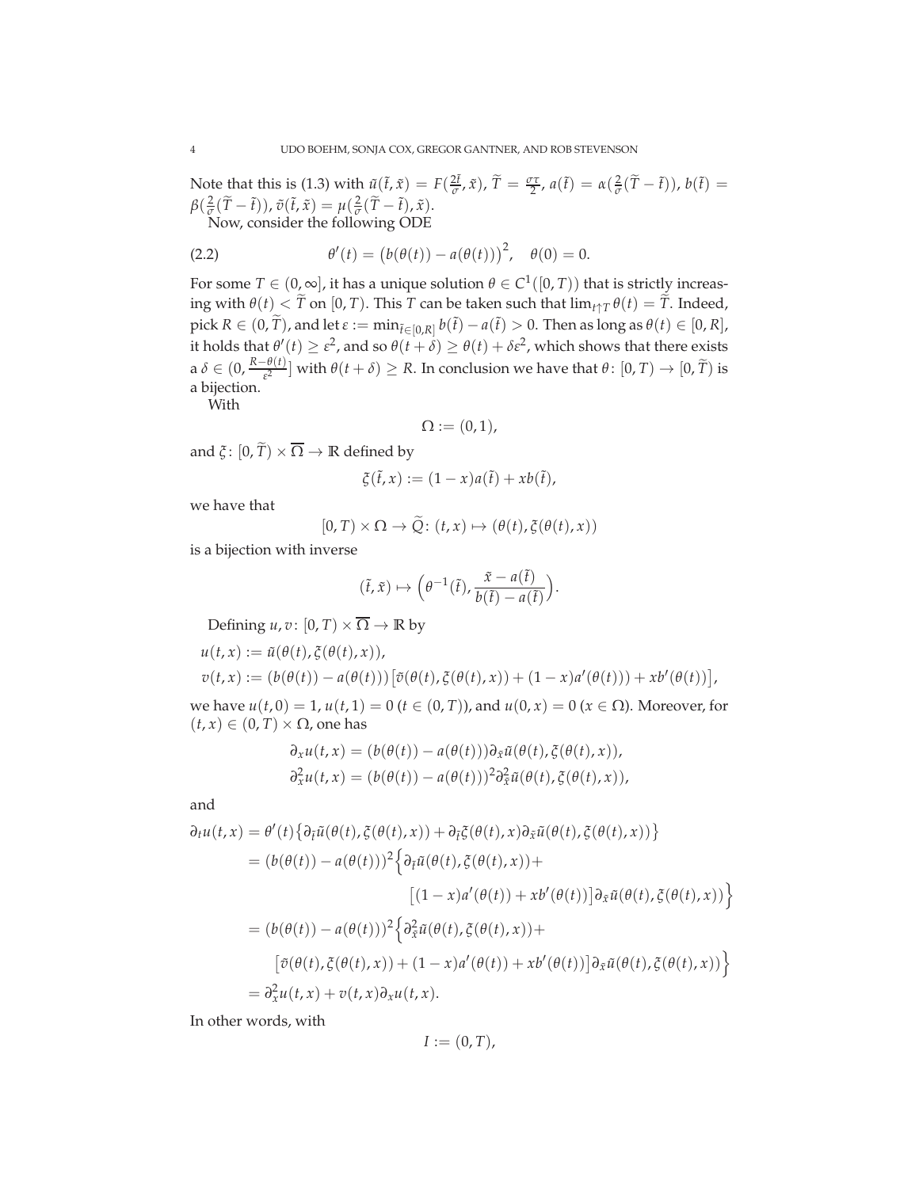Note that this is (1.3) with $\tilde{u}(\tilde{t},\tilde{x}) = F(\frac{2\tilde{t}}{\sigma},\tilde{x})$, $\widetilde{T} = \frac{\sigma\tau}{2}$, $a(\tilde{t}) = \alpha(\frac{2}{\sigma}(\widetilde{T}-\tilde{t}))$, $b(\tilde{t}) = \beta(\frac{2}{\sigma}(\widetilde{T}-\tilde{t}))$, $\tilde{v}(\tilde{t},\tilde{x}) = \mu(\frac{2}{\sigma}(\widetilde{T}-\tilde{t}),\tilde{x})$.

Now, consider the following ODE

$$\theta'(t) = \big(b(\theta(t)) - a(\theta(t))\big)^2, \quad \theta(0) = 0. \tag{2.2}$$

For some $T \in (0,\infty]$, it has a unique solution $\theta \in C^1([0,T))$ that is strictly increasing with $\theta(t) < \widetilde{T}$ on $[0,T)$. This $T$ can be taken such that $\lim_{t\uparrow T}\theta(t) = \widetilde{T}$. Indeed, pick $R \in (0,\widetilde{T})$, and let $\varepsilon := \min_{\tilde{t}\in[0,R]} b(\tilde{t}) - a(\tilde{t}) > 0$. Then as long as $\theta(t) \in [0,R]$, it holds that $\theta'(t) \geq \varepsilon^2$, and so $\theta(t+\delta) \geq \theta(t) + \delta\varepsilon^2$, which shows that there exists a $\delta \in (0, \frac{R-\theta(t)}{\varepsilon^2}]$ with $\theta(t+\delta) \geq R$. In conclusion we have that $\theta\colon [0,T) \to [0,\widetilde{T})$ is a bijection.

With

$$\Omega := (0,1),$$

and $\xi\colon [0,\widetilde{T}) \times \overline{\Omega} \to \mathbb{R}$ defined by

$$\xi(\tilde{t},x) := (1-x)a(\tilde{t}) + xb(\tilde{t}),$$

we have that

$$[0,T) \times \Omega \to \widetilde{Q}\colon (t,x) \mapsto (\theta(t), \xi(\theta(t),x))$$

is a bijection with inverse

$$(\tilde{t},\tilde{x}) \mapsto \Big(\theta^{-1}(\tilde{t}), \frac{\tilde{x}-a(\tilde{t})}{b(\tilde{t})-a(\tilde{t})}\Big).$$

Defining $u, v\colon [0,T) \times \overline{\Omega} \to \mathbb{R}$ by

$$u(t,x) := \tilde{u}(\theta(t), \xi(\theta(t),x)),$$
$$v(t,x) := (b(\theta(t)) - a(\theta(t)))\big[\tilde{v}(\theta(t),\xi(\theta(t),x)) + (1-x)a'(\theta(t))) + xb'(\theta(t))\big],$$

we have $u(t,0) = 1$, $u(t,1) = 0$ ($t \in (0,T)$), and $u(0,x) = 0$ ($x \in \Omega$). Moreover, for $(t,x) \in (0,T) \times \Omega$, one has

$$\partial_x u(t,x) = (b(\theta(t)) - a(\theta(t)))\partial_{\tilde{x}}\tilde{u}(\theta(t),\xi(\theta(t),x)),$$
$$\partial_x^2 u(t,x) = (b(\theta(t)) - a(\theta(t)))^2\partial_{\tilde{x}}^2\tilde{u}(\theta(t),\xi(\theta(t),x)),$$

and

$$\begin{aligned}
\partial_t u(t,x) &= \theta'(t)\big\{\partial_{\tilde{t}}\tilde{u}(\theta(t),\xi(\theta(t),x)) + \partial_{\tilde{t}}\xi(\theta(t),x)\partial_{\tilde{x}}\tilde{u}(\theta(t),\xi(\theta(t),x))\big\} \\
&= (b(\theta(t)) - a(\theta(t)))^2\Big\{\partial_{\tilde{t}}\tilde{u}(\theta(t),\xi(\theta(t),x)) + \\
&\qquad\qquad \big[(1-x)a'(\theta(t)) + xb'(\theta(t))\big]\partial_{\tilde{x}}\tilde{u}(\theta(t),\xi(\theta(t),x))\Big\} \\
&= (b(\theta(t)) - a(\theta(t)))^2\Big\{\partial_{\tilde{x}}^2\tilde{u}(\theta(t),\xi(\theta(t),x)) + \\
&\qquad \big[\tilde{v}(\theta(t),\xi(\theta(t),x)) + (1-x)a'(\theta(t)) + xb'(\theta(t))\big]\partial_{\tilde{x}}\tilde{u}(\theta(t),\xi(\theta(t),x))\Big\} \\
&= \partial_x^2 u(t,x) + v(t,x)\partial_x u(t,x).
\end{aligned}$$

In other words, with

$$I := (0,T),$$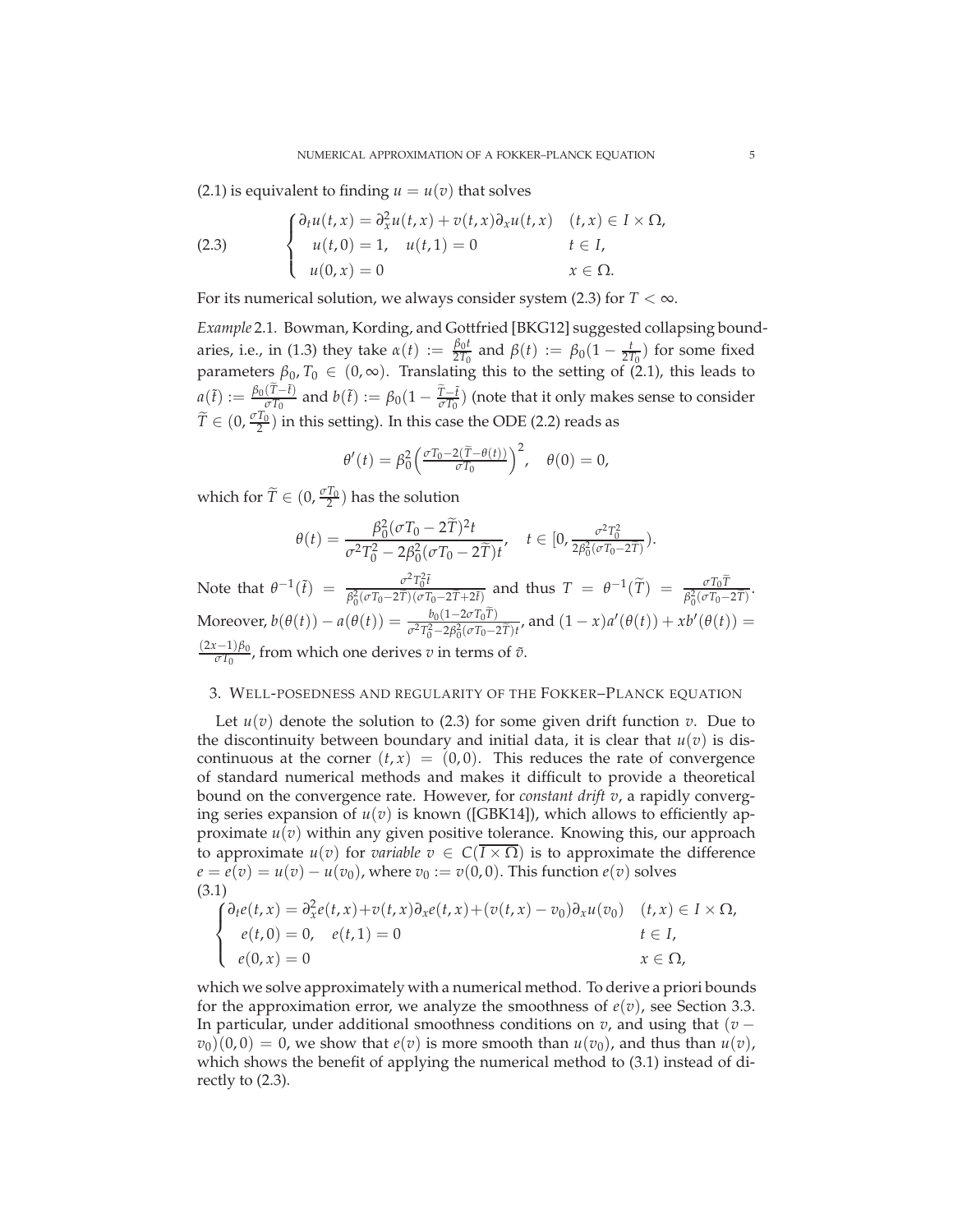(2.1) is equivalent to finding $u = u(v)$ that solves

$$
\begin{cases}
\partial_t u(t,x) = \partial_x^2 u(t,x) + v(t,x)\partial_x u(t,x) & (t,x) \in I \times \Omega, \\
u(t,0) = 1, \quad u(t,1) = 0 & t \in I, \\
u(0,x) = 0 & x \in \Omega.
\end{cases}
\tag{2.3}
$$

For its numerical solution, we always consider system (2.3) for $T < \infty$.

*Example* 2.1. Bowman, Kording, and Gottfried [BKG12] suggested collapsing boundaries, i.e., in (1.3) they take $\alpha(t) := \frac{\beta_0 t}{2T_0}$ and $\beta(t) := \beta_0(1 - \frac{t}{2T_0})$ for some fixed parameters $\beta_0, T_0 \in (0, \infty)$. Translating this to the setting of (2.1), this leads to $a(\tilde{t}) := \frac{\beta_0(\widetilde{T} - \tilde{t})}{\sigma T_0}$ and $b(\tilde{t}) := \beta_0(1 - \frac{\widetilde{T} - \tilde{t}}{\sigma T_0})$ (note that it only makes sense to consider $\widetilde{T} \in (0, \frac{\sigma T_0}{2})$ in this setting). In this case the ODE (2.2) reads as

$$
\theta'(t) = \beta_0^2 \Big( \tfrac{\sigma T_0 - 2(\widetilde{T} - \theta(t))}{\sigma T_0} \Big)^2, \quad \theta(0) = 0,
$$

which for $\widetilde{T} \in (0, \frac{\sigma T_0}{2})$ has the solution

$$
\theta(t) = \frac{\beta_0^2 (\sigma T_0 - 2\widetilde{T})^2 t}{\sigma^2 T_0^2 - 2\beta_0^2(\sigma T_0 - 2\widetilde{T}) t}, \quad t \in [0, \tfrac{\sigma^2 T_0^2}{2\beta_0^2(\sigma T_0 - 2\widetilde{T})}).
$$

Note that $\theta^{-1}(\tilde{t}) = \frac{\sigma^2 T_0^2 \tilde{t}}{\beta_0^2(\sigma T_0 - 2\widetilde{T})(\sigma T_0 - 2\widetilde{T} + 2\tilde{t})}$ and thus $T = \theta^{-1}(\widetilde{T}) = \frac{\sigma T_0 \widetilde{T}}{\beta_0^2(\sigma T_0 - 2\widetilde{T})}$. Moreover, $b(\theta(t)) - a(\theta(t)) = \frac{b_0(1 - 2\sigma T_0 \widetilde{T})}{\sigma^2 T_0^2 - 2\beta_0^2(\sigma T_0 - 2\widetilde{T})t}$, and $(1-x)a'(\theta(t)) + x b'(\theta(t)) = \frac{(2x-1)\beta_0}{\sigma T_0}$, from which one derives $v$ in terms of $\tilde{v}$.

## 3. Well-posedness and regularity of the Fokker–Planck equation

Let $u(v)$ denote the solution to (2.3) for some given drift function $v$. Due to the discontinuity between boundary and initial data, it is clear that $u(v)$ is discontinuous at the corner $(t,x) = (0,0)$. This reduces the rate of convergence of standard numerical methods and makes it difficult to provide a theoretical bound on the convergence rate. However, for *constant drift* $v$, a rapidly converging series expansion of $u(v)$ is known ([GBK14]), which allows to efficiently approximate $u(v)$ within any given positive tolerance. Knowing this, our approach to approximate $u(v)$ for *variable* $v \in C(\overline{I \times \Omega})$ is to approximate the difference $e = e(v) = u(v) - u(v_0)$, where $v_0 := v(0,0)$. This function $e(v)$ solves

$$
\begin{cases}
\partial_t e(t,x) = \partial_x^2 e(t,x) + v(t,x)\partial_x e(t,x) + (v(t,x) - v_0)\partial_x u(v_0) & (t,x) \in I \times \Omega, \\
e(t,0) = 0, \quad e(t,1) = 0 & t \in I, \\
e(0,x) = 0 & x \in \Omega,
\end{cases}
\tag{3.1}
$$

which we solve approximately with a numerical method. To derive a priori bounds for the approximation error, we analyze the smoothness of $e(v)$, see Section 3.3. In particular, under additional smoothness conditions on $v$, and using that $(v - v_0)(0,0) = 0$, we show that $e(v)$ is more smooth than $u(v_0)$, and thus than $u(v)$, which shows the benefit of applying the numerical method to (3.1) instead of directly to (2.3).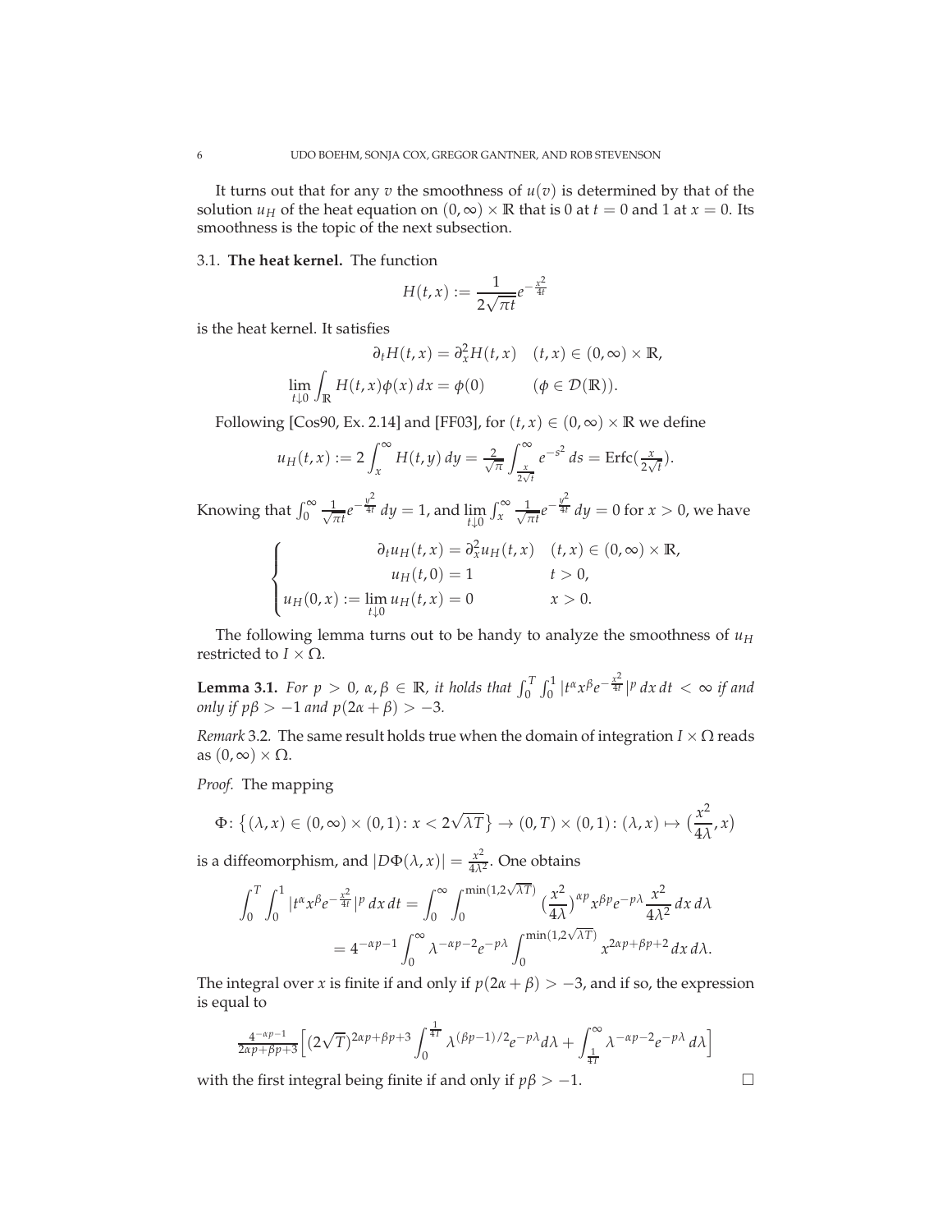It turns out that for any $v$ the smoothness of $u(v)$ is determined by that of the solution $u_H$ of the heat equation on $(0,\infty)\times\mathbb{R}$ that is 0 at $t=0$ and 1 at $x=0$. Its smoothness is the topic of the next subsection.

### 3.1. **The heat kernel.**

The function

$$H(t,x) := \frac{1}{2\sqrt{\pi t}} e^{-\frac{x^2}{4t}}$$

is the heat kernel. It satisfies

$$\begin{aligned} \partial_t H(t,x) &= \partial_x^2 H(t,x) \quad (t,x)\in(0,\infty)\times\mathbb{R},\\ \lim_{t\downarrow 0}\int_{\mathbb{R}} H(t,x)\phi(x)\,dx &= \phi(0) \qquad (\phi\in\mathcal{D}(\mathbb{R})). \end{aligned}$$

Following [Cos90, Ex. 2.14] and [FF03], for $(t,x)\in(0,\infty)\times\mathbb{R}$ we define

$$u_H(t,x) := 2\int_x^\infty H(t,y)\,dy = \tfrac{2}{\sqrt{\pi}}\int_{\frac{x}{2\sqrt{t}}}^\infty e^{-s^2}\,ds = \operatorname{Erfc}(\tfrac{x}{2\sqrt{t}}).$$

Knowing that $\int_0^\infty \frac{1}{\sqrt{\pi t}} e^{-\frac{y^2}{4t}}\,dy = 1$, and $\lim_{t\downarrow 0}\int_x^\infty \frac{1}{\sqrt{\pi t}} e^{-\frac{y^2}{4t}}\,dy = 0$ for $x>0$, we have

$$\begin{cases} \partial_t u_H(t,x) = \partial_x^2 u_H(t,x) & (t,x)\in(0,\infty)\times\mathbb{R},\\ u_H(t,0) = 1 & t>0,\\ u_H(0,x) := \lim_{t\downarrow 0} u_H(t,x) = 0 & x>0. \end{cases}$$

The following lemma turns out to be handy to analyze the smoothness of $u_H$ restricted to $I\times\Omega$.

**Lemma 3.1.** *For $p>0$, $\alpha,\beta\in\mathbb{R}$, it holds that $\int_0^T\int_0^1 |t^\alpha x^\beta e^{-\frac{x^2}{4t}}|^p\,dx\,dt < \infty$ if and only if $p\beta > -1$ and $p(2\alpha+\beta) > -3$.*

*Remark* 3.2. The same result holds true when the domain of integration $I\times\Omega$ reads as $(0,\infty)\times\Omega$.

*Proof.* The mapping

$$\Phi\colon \left\{(\lambda,x)\in(0,\infty)\times(0,1)\colon x<2\sqrt{\lambda T}\right\}\to(0,T)\times(0,1)\colon(\lambda,x)\mapsto\left(\frac{x^2}{4\lambda},x\right)$$

is a diffeomorphism, and $|D\Phi(\lambda,x)| = \frac{x^2}{4\lambda^2}$. One obtains

$$\begin{aligned} \int_0^T\int_0^1 |t^\alpha x^\beta e^{-\frac{x^2}{4t}}|^p\,dx\,dt &= \int_0^\infty\int_0^{\min(1,2\sqrt{\lambda T})} \left(\frac{x^2}{4\lambda}\right)^{\alpha p} x^{\beta p} e^{-p\lambda}\frac{x^2}{4\lambda^2}\,dx\,d\lambda\\ &= 4^{-\alpha p-1}\int_0^\infty \lambda^{-\alpha p-2}e^{-p\lambda}\int_0^{\min(1,2\sqrt{\lambda T})} x^{2\alpha p+\beta p+2}\,dx\,d\lambda. \end{aligned}$$

The integral over $x$ is finite if and only if $p(2\alpha+\beta)>-3$, and if so, the expression is equal to

$$\tfrac{4^{-\alpha p-1}}{2\alpha p+\beta p+3}\Big[(2\sqrt{T})^{2\alpha p+\beta p+3}\int_0^{\frac{1}{4T}}\lambda^{(\beta p-1)/2}e^{-p\lambda}d\lambda + \int_{\frac{1}{4T}}^\infty \lambda^{-\alpha p-2}e^{-p\lambda}\,d\lambda\Big]$$

with the first integral being finite if and only if $p\beta>-1$. $\square$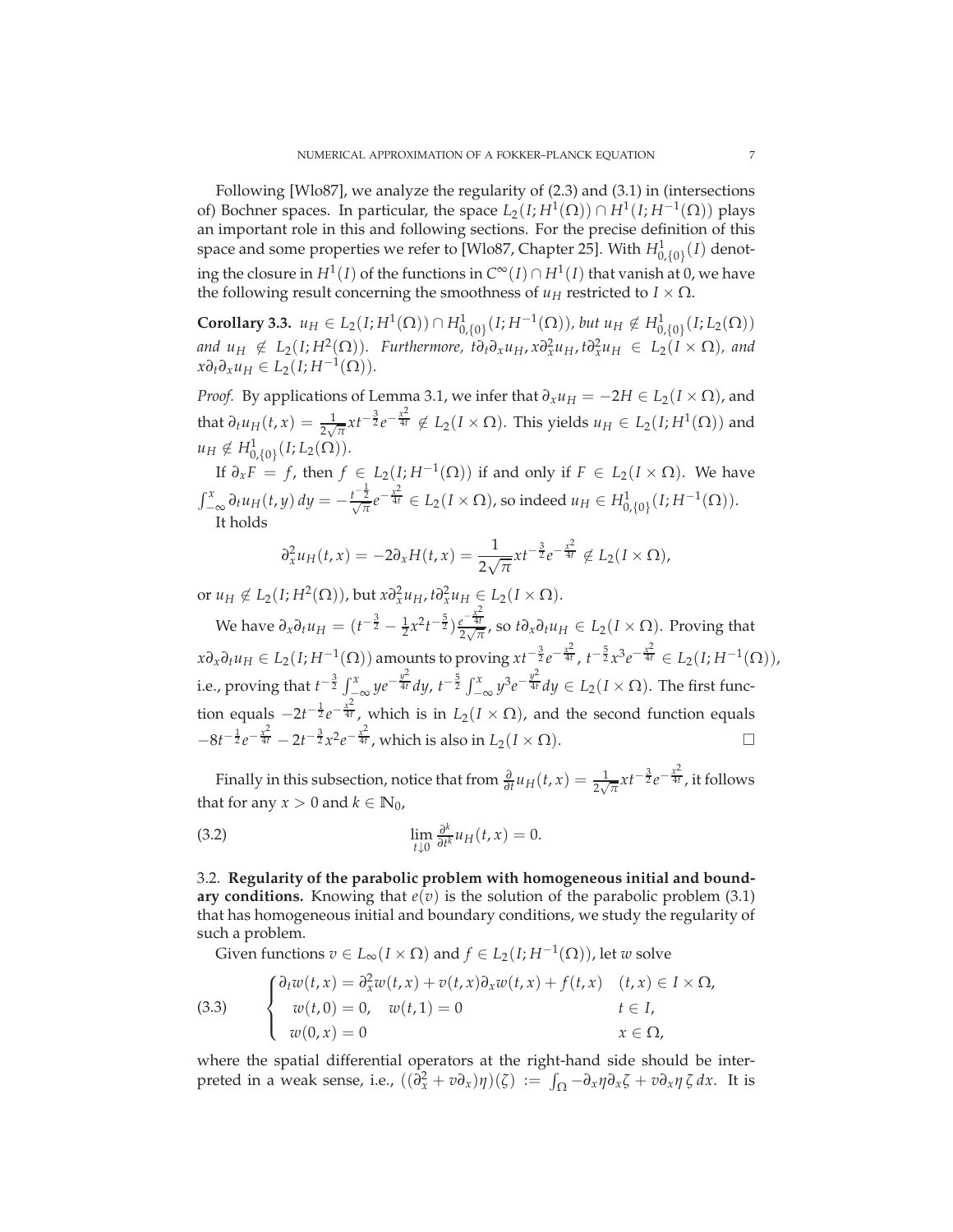Following [Wlo87], we analyze the regularity of (2.3) and (3.1) in (intersections of) Bochner spaces. In particular, the space $L_2(I;H^1(\Omega)) \cap H^1(I;H^{-1}(\Omega))$ plays an important role in this and following sections. For the precise definition of this space and some properties we refer to [Wlo87, Chapter 25]. With $H^1_{0,\{0\}}(I)$ denoting the closure in $H^1(I)$ of the functions in $C^\infty(I) \cap H^1(I)$ that vanish at 0, we have the following result concerning the smoothness of $u_H$ restricted to $I \times \Omega$.

**Corollary 3.3.** *$u_H \in L_2(I;H^1(\Omega)) \cap H^1_{0,\{0\}}(I;H^{-1}(\Omega))$, but $u_H \notin H^1_{0,\{0\}}(I;L_2(\Omega))$ and $u_H \notin L_2(I;H^2(\Omega))$. Furthermore, $t\partial_t\partial_x u_H, x\partial_x^2 u_H, t\partial_x^2 u_H \in L_2(I \times \Omega)$, and $x\partial_t\partial_x u_H \in L_2(I;H^{-1}(\Omega))$.*

*Proof.* By applications of Lemma 3.1, we infer that $\partial_x u_H = -2H \in L_2(I \times \Omega)$, and that $\partial_t u_H(t,x) = \frac{1}{2\sqrt{\pi}} x t^{-\frac{3}{2}} e^{-\frac{x^2}{4t}} \notin L_2(I \times \Omega)$. This yields $u_H \in L_2(I;H^1(\Omega))$ and $u_H \notin H^1_{0,\{0\}}(I;L_2(\Omega))$.

If $\partial_x F = f$, then $f \in L_2(I;H^{-1}(\Omega))$ if and only if $F \in L_2(I \times \Omega)$. We have $\int_{-\infty}^x \partial_t u_H(t,y)\,dy = -\frac{t^{-\frac{1}{2}}}{\sqrt{\pi}} e^{-\frac{x^2}{4t}} \in L_2(I \times \Omega)$, so indeed $u_H \in H^1_{0,\{0\}}(I;H^{-1}(\Omega))$.

It holds

$$\partial_x^2 u_H(t,x) = -2\partial_x H(t,x) = \frac{1}{2\sqrt{\pi}} x t^{-\frac{3}{2}} e^{-\frac{x^2}{4t}} \notin L_2(I \times \Omega),$$

or $u_H \notin L_2(I;H^2(\Omega))$, but $x\partial_x^2 u_H, t\partial_x^2 u_H \in L_2(I \times \Omega)$.

We have $\partial_x\partial_t u_H = (t^{-\frac{3}{2}} - \frac{1}{2}x^2 t^{-\frac{5}{2}}) \frac{e^{-\frac{x^2}{4t}}}{2\sqrt{\pi}}$, so $t\partial_x\partial_t u_H \in L_2(I \times \Omega)$. Proving that $x\partial_x\partial_t u_H \in L_2(I;H^{-1}(\Omega))$ amounts to proving $x t^{-\frac{3}{2}} e^{-\frac{x^2}{4t}}$, $t^{-\frac{5}{2}} x^3 e^{-\frac{x^2}{4t}} \in L_2(I;H^{-1}(\Omega))$, i.e., proving that $t^{-\frac{3}{2}} \int_{-\infty}^x y e^{-\frac{y^2}{4t}} dy$, $t^{-\frac{5}{2}} \int_{-\infty}^x y^3 e^{-\frac{y^2}{4t}} dy \in L_2(I \times \Omega)$. The first function equals $-2t^{-\frac{1}{2}} e^{-\frac{x^2}{4t}}$, which is in $L_2(I \times \Omega)$, and the second function equals $-8t^{-\frac{1}{2}} e^{-\frac{x^2}{4t}} - 2t^{-\frac{3}{2}} x^2 e^{-\frac{x^2}{4t}}$, which is also in $L_2(I \times \Omega)$. $\square$

Finally in this subsection, notice that from $\frac{\partial}{\partial t} u_H(t,x) = \frac{1}{2\sqrt{\pi}} x t^{-\frac{3}{2}} e^{-\frac{x^2}{4t}}$, it follows that for any $x > 0$ and $k \in \mathbb{N}_0$,

$$\lim_{t \downarrow 0} \tfrac{\partial^k}{\partial t^k} u_H(t,x) = 0. \tag{3.2}$$

### 3.2. Regularity of the parabolic problem with homogeneous initial and boundary conditions.

Knowing that $e(v)$ is the solution of the parabolic problem (3.1) that has homogeneous initial and boundary conditions, we study the regularity of such a problem.

Given functions $v \in L_\infty(I \times \Omega)$ and $f \in L_2(I;H^{-1}(\Omega))$, let $w$ solve

$$\begin{cases} \partial_t w(t,x) = \partial_x^2 w(t,x) + v(t,x)\partial_x w(t,x) + f(t,x) & (t,x) \in I \times \Omega, \\ \quad w(t,0) = 0, \quad w(t,1) = 0 & t \in I, \\ \quad w(0,x) = 0 & x \in \Omega, \end{cases} \tag{3.3}$$

where the spatial differential operators at the right-hand side should be interpreted in a weak sense, i.e., $((\partial_x^2 + v\partial_x)\eta)(\zeta) := \int_\Omega -\partial_x\eta\partial_x\zeta + v\partial_x\eta\,\zeta\,dx$. It is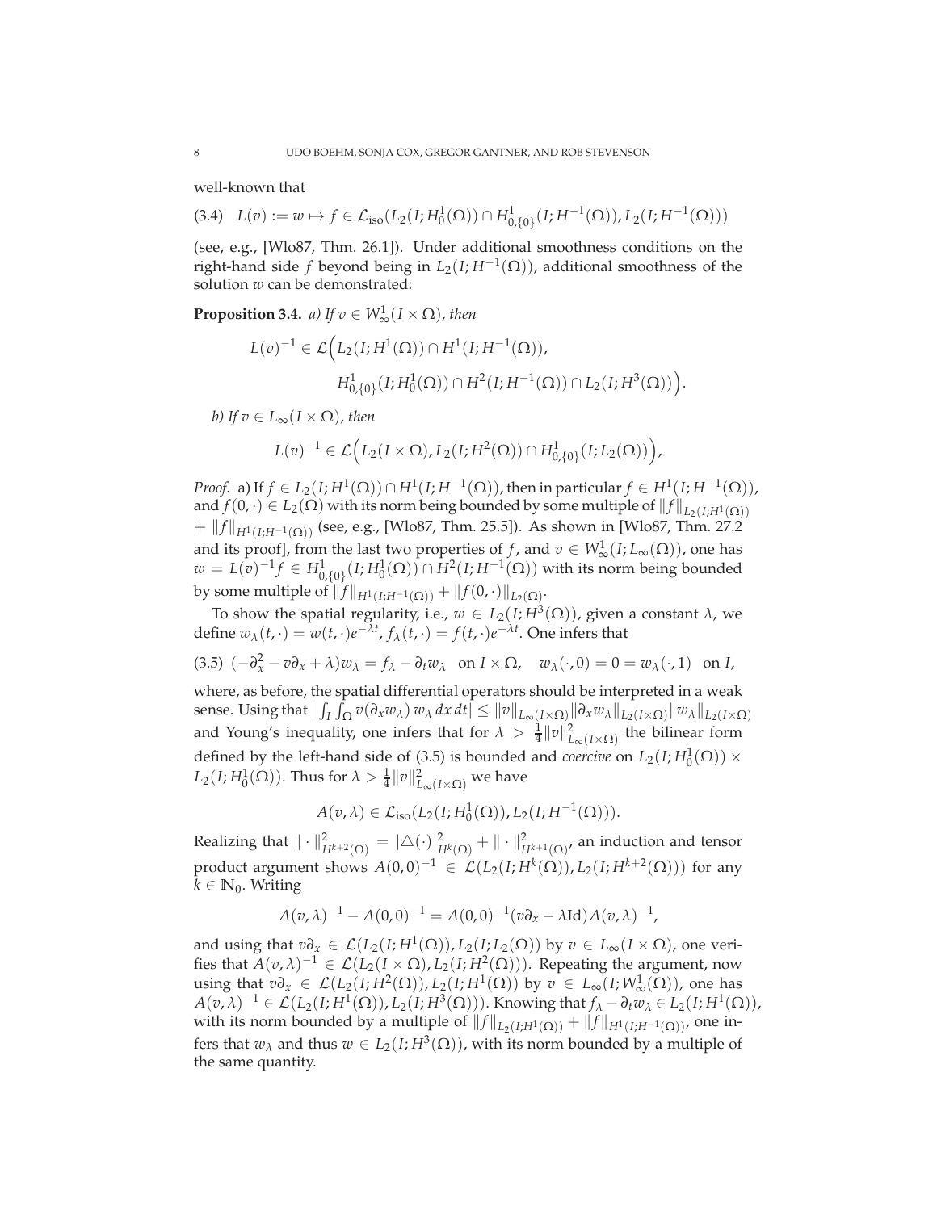well-known that

$$L(v) := w \mapsto f \in \mathcal{L}_{\mathrm{iso}}(L_2(I; H_0^1(\Omega)) \cap H^1_{0,\{0\}}(I; H^{-1}(\Omega)), L_2(I; H^{-1}(\Omega))) \tag{3.4}$$

(see, e.g., [Wlo87, Thm. 26.1]). Under additional smoothness conditions on the right-hand side $f$ beyond being in $L_2(I; H^{-1}(\Omega))$, additional smoothness of the solution $w$ can be demonstrated:

**Proposition 3.4.** *a) If $v \in W^1_\infty(I \times \Omega)$, then*

$$L(v)^{-1} \in \mathcal{L}\Big(L_2(I; H^1(\Omega)) \cap H^1(I; H^{-1}(\Omega)),$$
$$H^1_{0,\{0\}}(I; H_0^1(\Omega)) \cap H^2(I; H^{-1}(\Omega)) \cap L_2(I; H^3(\Omega))\Big).$$

*b) If $v \in L_\infty(I \times \Omega)$, then*

$$L(v)^{-1} \in \mathcal{L}\Big(L_2(I \times \Omega), L_2(I; H^2(\Omega)) \cap H^1_{0,\{0\}}(I; L_2(\Omega))\Big),$$

*Proof.* a) If $f \in L_2(I; H^1(\Omega)) \cap H^1(I; H^{-1}(\Omega))$, then in particular $f \in H^1(I; H^{-1}(\Omega))$, and $f(0, \cdot) \in L_2(\Omega)$ with its norm being bounded by some multiple of $\|f\|_{L_2(I;H^1(\Omega))} + \|f\|_{H^1(I;H^{-1}(\Omega))}$ (see, e.g., [Wlo87, Thm. 25.5]). As shown in [Wlo87, Thm. 27.2 and its proof], from the last two properties of $f$, and $v \in W^1_\infty(I; L_\infty(\Omega))$, one has $w = L(v)^{-1} f \in H^1_{0,\{0\}}(I; H_0^1(\Omega)) \cap H^2(I; H^{-1}(\Omega))$ with its norm being bounded by some multiple of $\|f\|_{H^1(I;H^{-1}(\Omega))} + \|f(0, \cdot)\|_{L_2(\Omega)}$.

To show the spatial regularity, i.e., $w \in L_2(I; H^3(\Omega))$, given a constant $\lambda$, we define $w_\lambda(t, \cdot) = w(t, \cdot)e^{-\lambda t}$, $f_\lambda(t, \cdot) = f(t, \cdot)e^{-\lambda t}$. One infers that

$$(-\partial_x^2 - v\partial_x + \lambda)w_\lambda = f_\lambda - \partial_t w_\lambda \quad \text{on } I \times \Omega, \quad w_\lambda(\cdot, 0) = 0 = w_\lambda(\cdot, 1) \quad \text{on } I, \tag{3.5}$$

where, as before, the spatial differential operators should be interpreted in a weak sense. Using that $|\int_I \int_\Omega v(\partial_x w_\lambda)\, w_\lambda \, dx\, dt| \leq \|v\|_{L_\infty(I\times\Omega)} \|\partial_x w_\lambda\|_{L_2(I\times\Omega)} \|w_\lambda\|_{L_2(I\times\Omega)}$ and Young's inequality, one infers that for $\lambda > \frac{1}{4}\|v\|^2_{L_\infty(I\times\Omega)}$ the bilinear form defined by the left-hand side of (3.5) is bounded and *coercive* on $L_2(I; H_0^1(\Omega)) \times L_2(I; H_0^1(\Omega))$. Thus for $\lambda > \frac{1}{4}\|v\|^2_{L_\infty(I\times\Omega)}$ we have

$$A(v, \lambda) \in \mathcal{L}_{\mathrm{iso}}(L_2(I; H_0^1(\Omega)), L_2(I; H^{-1}(\Omega))).$$

Realizing that $\|\cdot\|^2_{H^{k+2}(\Omega)} = |\triangle(\cdot)|^2_{H^k(\Omega)} + \|\cdot\|^2_{H^{k+1}(\Omega)}$, an induction and tensor product argument shows $A(0, 0)^{-1} \in \mathcal{L}(L_2(I; H^k(\Omega)), L_2(I; H^{k+2}(\Omega)))$ for any $k \in \mathbb{N}_0$. Writing

$$A(v, \lambda)^{-1} - A(0, 0)^{-1} = A(0, 0)^{-1}(v\partial_x - \lambda \mathrm{Id})A(v, \lambda)^{-1},$$

and using that $v\partial_x \in \mathcal{L}(L_2(I; H^1(\Omega)), L_2(I; L_2(\Omega))$ by $v \in L_\infty(I \times \Omega)$, one verifies that $A(v, \lambda)^{-1} \in \mathcal{L}(L_2(I \times \Omega), L_2(I; H^2(\Omega)))$. Repeating the argument, now using that $v\partial_x \in \mathcal{L}(L_2(I; H^2(\Omega)), L_2(I; H^1(\Omega))$ by $v \in L_\infty(I; W^1_\infty(\Omega))$, one has $A(v, \lambda)^{-1} \in \mathcal{L}(L_2(I; H^1(\Omega)), L_2(I; H^3(\Omega)))$. Knowing that $f_\lambda - \partial_t w_\lambda \in L_2(I; H^1(\Omega))$, with its norm bounded by a multiple of $\|f\|_{L_2(I;H^1(\Omega))} + \|f\|_{H^1(I;H^{-1}(\Omega))}$, one infers that $w_\lambda$ and thus $w \in L_2(I; H^3(\Omega))$, with its norm bounded by a multiple of the same quantity.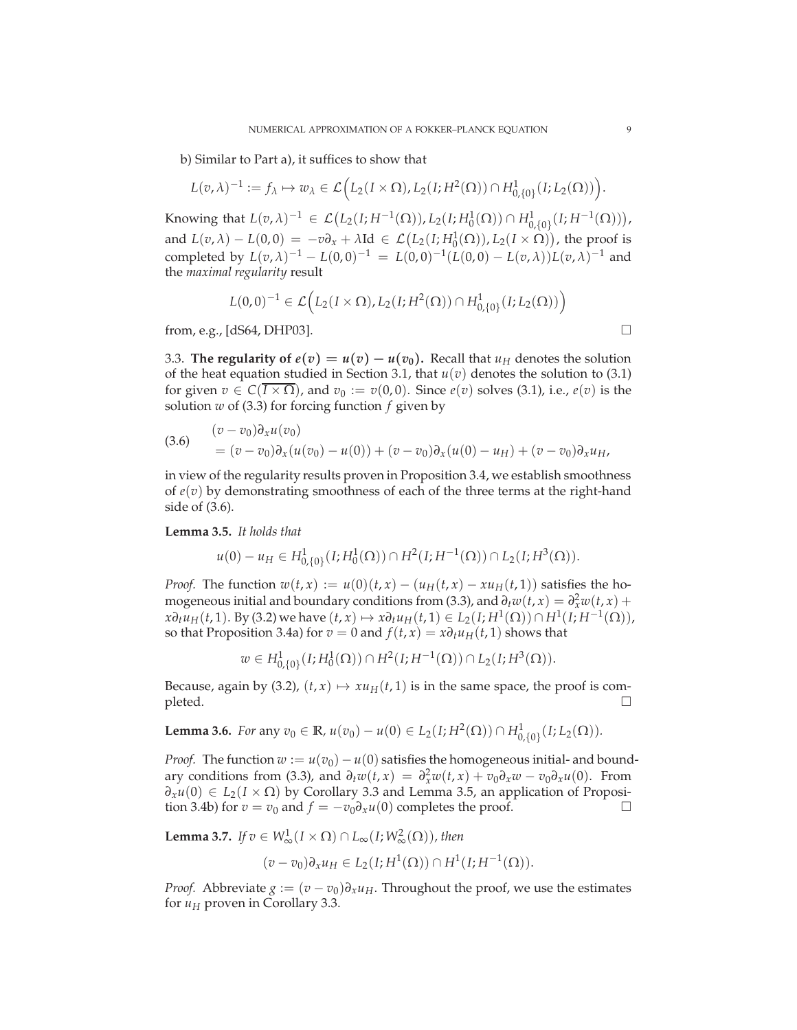b) Similar to Part a), it suffices to show that

$$L(v,\lambda)^{-1} := f_\lambda \mapsto w_\lambda \in \mathcal{L}\Big(L_2(I\times\Omega), L_2(I;H^2(\Omega))\cap H^1_{0,\{0\}}(I;L_2(\Omega))\Big).$$

Knowing that $L(v,\lambda)^{-1} \in \mathcal{L}\big(L_2(I;H^{-1}(\Omega)), L_2(I;H^1_0(\Omega))\cap H^1_{0,\{0\}}(I;H^{-1}(\Omega))\big)$, and $L(v,\lambda) - L(0,0) = -v\partial_x + \lambda\mathrm{Id} \in \mathcal{L}\big(L_2(I;H^1_0(\Omega)), L_2(I\times\Omega)\big)$, the proof is completed by $L(v,\lambda)^{-1} - L(0,0)^{-1} = L(0,0)^{-1}(L(0,0)-L(v,\lambda))L(v,\lambda)^{-1}$ and the *maximal regularity* result

$$L(0,0)^{-1} \in \mathcal{L}\Big(L_2(I\times\Omega), L_2(I;H^2(\Omega))\cap H^1_{0,\{0\}}(I;L_2(\Omega))\Big)$$

from, e.g., [dS64, DHP03]. $\square$

3.3. **The regularity of $e(v) = u(v) - u(v_0)$.** Recall that $u_H$ denotes the solution of the heat equation studied in Section 3.1, that $u(v)$ denotes the solution to (3.1) for given $v \in C(\overline{I\times\Omega})$, and $v_0 := v(0,0)$. Since $e(v)$ solves (3.1), i.e., $e(v)$ is the solution $w$ of (3.3) for forcing function $f$ given by

$$(3.6)\qquad \begin{aligned}&(v-v_0)\partial_x u(v_0)\\ &= (v-v_0)\partial_x(u(v_0)-u(0)) + (v-v_0)\partial_x(u(0)-u_H) + (v-v_0)\partial_x u_H,\end{aligned}$$

in view of the regularity results proven in Proposition 3.4, we establish smoothness of $e(v)$ by demonstrating smoothness of each of the three terms at the right-hand side of (3.6).

**Lemma 3.5.** *It holds that*

$$u(0)-u_H \in H^1_{0,\{0\}}(I;H^1_0(\Omega))\cap H^2(I;H^{-1}(\Omega))\cap L_2(I;H^3(\Omega)).$$

*Proof.* The function $w(t,x) := u(0)(t,x) - (u_H(t,x) - xu_H(t,1))$ satisfies the homogeneous initial and boundary conditions from (3.3), and $\partial_t w(t,x) = \partial_x^2 w(t,x) + x\partial_t u_H(t,1)$. By (3.2) we have $(t,x)\mapsto x\partial_t u_H(t,1) \in L_2(I;H^1(\Omega))\cap H^1(I;H^{-1}(\Omega))$, so that Proposition 3.4a) for $v=0$ and $f(t,x) = x\partial_t u_H(t,1)$ shows that

$$w \in H^1_{0,\{0\}}(I;H^1_0(\Omega))\cap H^2(I;H^{-1}(\Omega))\cap L_2(I;H^3(\Omega)).$$

Because, again by (3.2), $(t,x)\mapsto xu_H(t,1)$ is in the same space, the proof is completed. $\square$

**Lemma 3.6.** *For* any $v_0 \in \mathbb{R}$, $u(v_0) - u(0) \in L_2(I;H^2(\Omega))\cap H^1_{0,\{0\}}(I;L_2(\Omega))$.

*Proof.* The function $w := u(v_0) - u(0)$ satisfies the homogeneous initial- and boundary conditions from (3.3), and $\partial_t w(t,x) = \partial_x^2 w(t,x) + v_0\partial_x w - v_0\partial_x u(0)$. From $\partial_x u(0) \in L_2(I\times\Omega)$ by Corollary 3.3 and Lemma 3.5, an application of Proposition 3.4b) for $v = v_0$ and $f = -v_0\partial_x u(0)$ completes the proof. $\square$

**Lemma 3.7.** *If $v \in W^1_\infty(I\times\Omega)\cap L_\infty(I;W^2_\infty(\Omega))$, then*

$$(v-v_0)\partial_x u_H \in L_2(I;H^1(\Omega))\cap H^1(I;H^{-1}(\Omega)).$$

*Proof.* Abbreviate $g := (v-v_0)\partial_x u_H$. Throughout the proof, we use the estimates for $u_H$ proven in Corollary 3.3.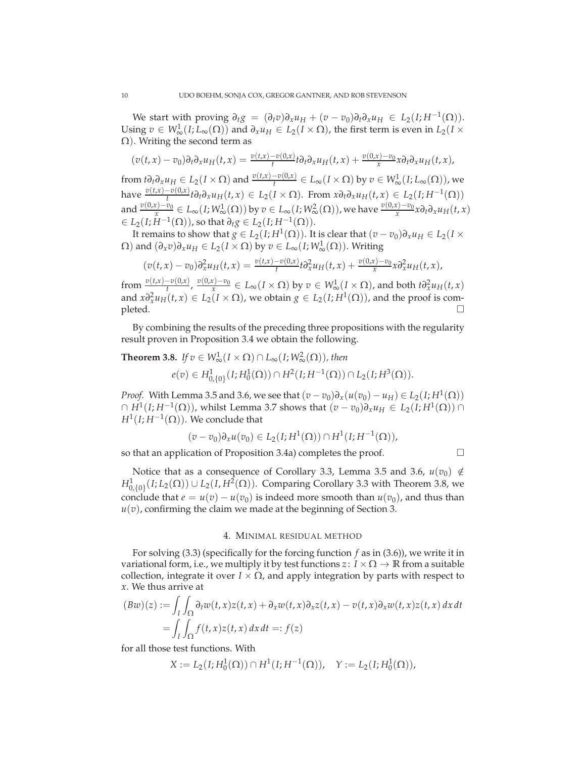We start with proving $\partial_t g = (\partial_t v)\partial_x u_H + (v - v_0)\partial_t \partial_x u_H \in L_2(I; H^{-1}(\Omega))$. Using $v \in W^1_\infty(I; L_\infty(\Omega))$ and $\partial_x u_H \in L_2(I \times \Omega)$, the first term is even in $L_2(I \times \Omega)$. Writing the second term as

$$(v(t,x) - v_0)\partial_t \partial_x u_H(t,x) = \tfrac{v(t,x)-v(0,x)}{t} t\partial_t \partial_x u_H(t,x) + \tfrac{v(0,x)-v_0}{x} x\partial_t \partial_x u_H(t,x),$$

from $t\partial_t \partial_x u_H \in L_2(I \times \Omega)$ and $\frac{v(t,x)-v(0,x)}{t} \in L_\infty(I \times \Omega)$ by $v \in W^1_\infty(I; L_\infty(\Omega))$, we have $\frac{v(t,x)-v(0,x)}{t} t\partial_t \partial_x u_H(t,x) \in L_2(I \times \Omega)$. From $x\partial_t \partial_x u_H(t,x) \in L_2(I; H^{-1}(\Omega))$ and $\frac{v(0,x)-v_0}{x} \in L_\infty(I; W^1_\infty(\Omega))$ by $v \in L_\infty(I; W^2_\infty(\Omega))$, we have $\frac{v(0,x)-v_0}{x} x\partial_t \partial_x u_H(t,x) \in L_2(I; H^{-1}(\Omega))$, so that $\partial_t g \in L_2(I; H^{-1}(\Omega))$.

It remains to show that $g \in L_2(I; H^1(\Omega))$. It is clear that $(v - v_0)\partial_x u_H \in L_2(I \times \Omega)$ and $(\partial_x v)\partial_x u_H \in L_2(I \times \Omega)$ by $v \in L_\infty(I; W^1_\infty(\Omega))$. Writing

$$(v(t,x) - v_0)\partial_x^2 u_H(t,x) = \tfrac{v(t,x)-v(0,x)}{t} t\partial_x^2 u_H(t,x) + \tfrac{v(0,x)-v_0}{x} x\partial_x^2 u_H(t,x),$$

from $\frac{v(t,x)-v(0,x)}{t}, \frac{v(0,x)-v_0}{x} \in L_\infty(I \times \Omega)$ by $v \in W^1_\infty(I \times \Omega)$, and both $t\partial_x^2 u_H(t,x)$ and $x\partial_x^2 u_H(t,x) \in L_2(I \times \Omega)$, we obtain $g \in L_2(I; H^1(\Omega))$, and the proof is completed. $\square$

By combining the results of the preceding three propositions with the regularity result proven in Proposition 3.4 we obtain the following.

**Theorem 3.8.** *If $v \in W^1_\infty(I \times \Omega) \cap L_\infty(I; W^2_\infty(\Omega))$, then*

$$e(v) \in H^1_{0,\{0\}}(I; H^1_0(\Omega)) \cap H^2(I; H^{-1}(\Omega)) \cap L_2(I; H^3(\Omega)).$$

*Proof.* With Lemma 3.5 and 3.6, we see that $(v - v_0)\partial_x(u(v_0) - u_H) \in L_2(I; H^1(\Omega)) \cap H^1(I; H^{-1}(\Omega))$, whilst Lemma 3.7 shows that $(v - v_0)\partial_x u_H \in L_2(I; H^1(\Omega)) \cap H^1(I; H^{-1}(\Omega))$. We conclude that

$$(v - v_0)\partial_x u(v_0) \in L_2(I; H^1(\Omega)) \cap H^1(I; H^{-1}(\Omega)),$$

so that an application of Proposition 3.4a) completes the proof. $\square$

Notice that as a consequence of Corollary 3.3, Lemma 3.5 and 3.6, $u(v_0) \notin H^1_{0,\{0\}}(I; L_2(\Omega)) \cup L_2(I, H^2(\Omega))$. Comparing Corollary 3.3 with Theorem 3.8, we conclude that $e = u(v) - u(v_0)$ is indeed more smooth than $u(v_0)$, and thus than $u(v)$, confirming the claim we made at the beginning of Section 3.

## 4. Minimal residual method

For solving (3.3) (specifically for the forcing function $f$ as in (3.6)), we write it in variational form, i.e., we multiply it by test functions $z\colon I \times \Omega \to \mathbb{R}$ from a suitable collection, integrate it over $I \times \Omega$, and apply integration by parts with respect to $x$. We thus arrive at

$$\begin{aligned}
(Bw)(z) &:= \int_I \int_\Omega \partial_t w(t,x) z(t,x) + \partial_x w(t,x) \partial_x z(t,x) - v(t,x)\partial_x w(t,x) z(t,x)\, dx\, dt \\
&= \int_I \int_\Omega f(t,x) z(t,x)\, dx\, dt =: f(z)
\end{aligned}$$

for all those test functions. With

$$X := L_2(I; H^1_0(\Omega)) \cap H^1(I; H^{-1}(\Omega)), \quad Y := L_2(I; H^1_0(\Omega)),$$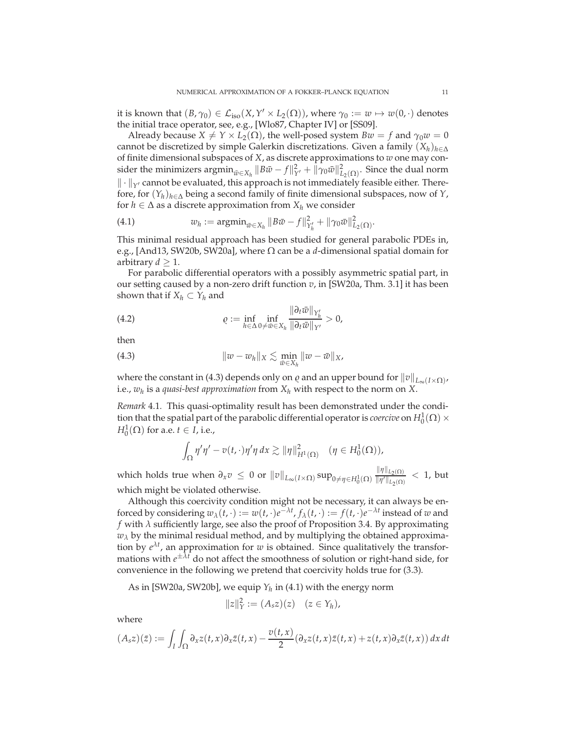it is known that $(B, \gamma_0) \in \mathcal{L}_{\text{iso}}(X, Y' \times L_2(\Omega))$, where $\gamma_0 := w \mapsto w(0, \cdot)$ denotes the initial trace operator, see, e.g., [Wlo87, Chapter IV] or [SS09].

Already because $X \neq Y \times L_2(\Omega)$, the well-posed system $Bw = f$ and $\gamma_0 w = 0$ cannot be discretized by simple Galerkin discretizations. Given a family $(X_h)_{h \in \Delta}$ of finite dimensional subspaces of $X$, as discrete approximations to $w$ one may consider the minimizers $\operatorname{argmin}_{\bar{w} \in X_h} \|B\bar{w} - f\|_{Y'}^2 + \|\gamma_0 \bar{w}\|_{L_2(\Omega)}^2$. Since the dual norm $\|\cdot\|_{Y'}$ cannot be evaluated, this approach is not immediately feasible either. Therefore, for $(Y_h)_{h \in \Delta}$ being a second family of finite dimensional subspaces, now of $Y$, for $h \in \Delta$ as a discrete approximation from $X_h$ we consider

$$w_h := \operatorname{argmin}_{\bar{w} \in X_h} \|B\bar{w} - f\|_{Y_h'}^2 + \|\gamma_0 \bar{w}\|_{L_2(\Omega)}^2. \tag{4.1}$$

This minimal residual approach has been studied for general parabolic PDEs in, e.g., [And13, SW20b, SW20a], where $\Omega$ can be a $d$-dimensional spatial domain for arbitrary $d \geq 1$.

For parabolic differential operators with a possibly asymmetric spatial part, in our setting caused by a non-zero drift function $v$, in [SW20a, Thm. 3.1] it has been shown that if $X_h \subset Y_h$ and

$$\varrho := \inf_{h \in \Delta} \inf_{0 \neq \bar{w} \in X_h} \frac{\|\partial_t \bar{w}\|_{Y_h'}}{\|\partial_t \bar{w}\|_{Y'}} > 0, \tag{4.2}$$

then

$$\|w - w_h\|_X \lesssim \min_{\bar{w} \in X_h} \|w - \bar{w}\|_X, \tag{4.3}$$

where the constant in (4.3) depends only on $\varrho$ and an upper bound for $\|v\|_{L_\infty(I \times \Omega)}$, i.e., $w_h$ is a *quasi-best approximation* from $X_h$ with respect to the norm on $X$.

*Remark* 4.1. This quasi-optimality result has been demonstrated under the condition that the spatial part of the parabolic differential operator is *coercive* on $H_0^1(\Omega) \times H_0^1(\Omega)$ for a.e. $t \in I$, i.e.,

$$\int_\Omega \eta' \eta' - v(t, \cdot) \eta' \eta \, dx \gtrsim \|\eta\|_{H^1(\Omega)}^2 \quad (\eta \in H_0^1(\Omega)),$$

which holds true when $\partial_x v \leq 0$ or $\|v\|_{L_\infty(I \times \Omega)} \sup_{0 \neq \eta \in H_0^1(\Omega)} \frac{\|\eta\|_{L_2(\Omega)}}{\|\eta'\|_{L_2(\Omega)}} < 1$, but which might be violated otherwise.

Although this coercivity condition might not be necessary, it can always be enforced by considering $w_\lambda(t, \cdot) := w(t, \cdot) e^{-\lambda t}$, $f_\lambda(t, \cdot) := f(t, \cdot) e^{-\lambda t}$ instead of $w$ and $f$ with $\lambda$ sufficiently large, see also the proof of Proposition 3.4. By approximating $w_\lambda$ by the minimal residual method, and by multiplying the obtained approximation by $e^{\lambda t}$, an approximation for $w$ is obtained. Since qualitatively the transformations with $e^{\pm \lambda t}$ do not affect the smoothness of solution or right-hand side, for convenience in the following we pretend that coercivity holds true for (3.3).

As in [SW20a, SW20b], we equip $Y_h$ in (4.1) with the energy norm

$$\|z\|_Y^2 := (A_s z)(z) \quad (z \in Y_h),$$

where

$$(A_s z)(\bar{z}) := \int_I \int_\Omega \partial_x z(t,x) \partial_x \bar{z}(t,x) - \frac{v(t,x)}{2} (\partial_x z(t,x) \bar{z}(t,x) + z(t,x) \partial_x \bar{z}(t,x)) \, dx \, dt$$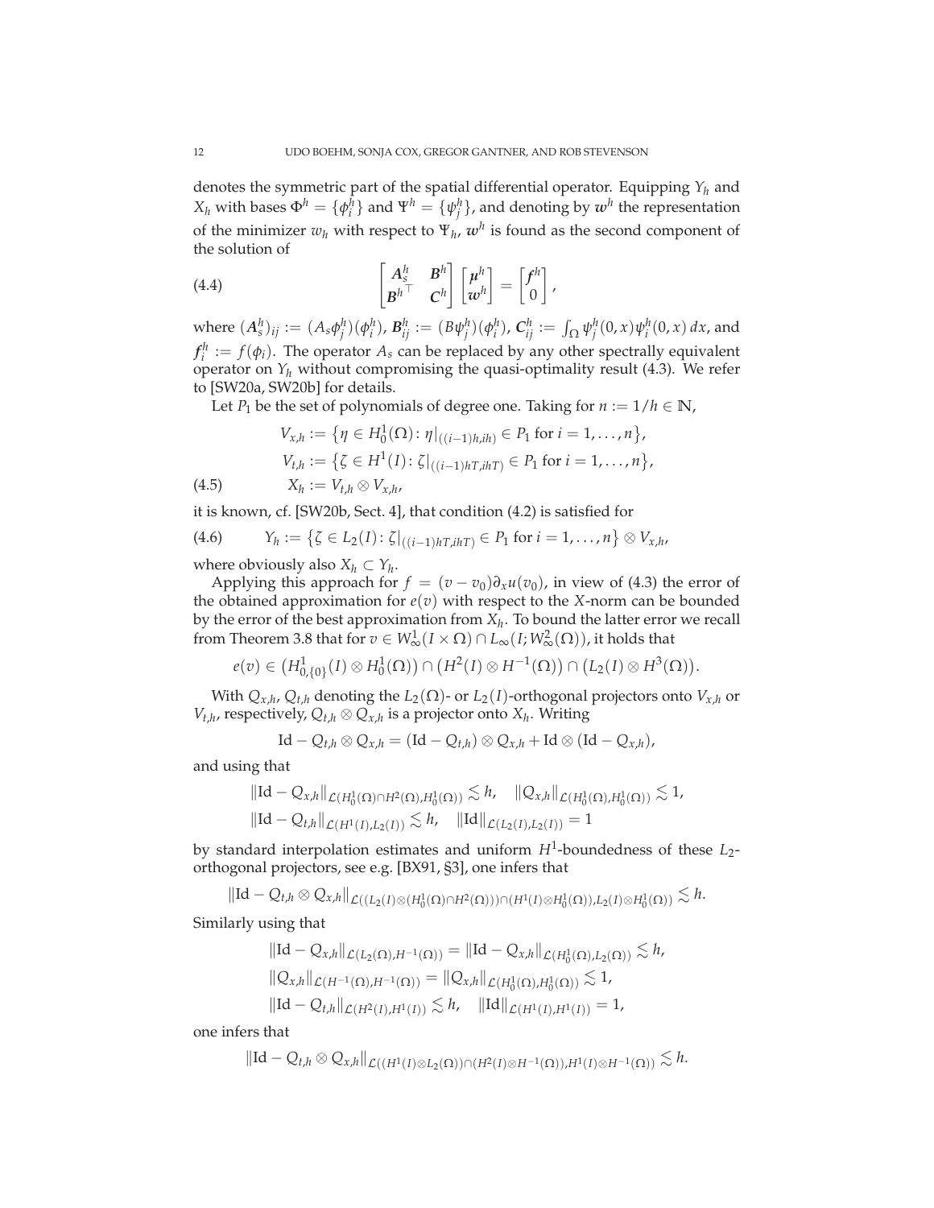denotes the symmetric part of the spatial differential operator. Equipping $Y_h$ and $X_h$ with bases $\Phi^h = \{\phi_i^h\}$ and $\Psi^h = \{\psi_j^h\}$, and denoting by $\boldsymbol{w}^h$ the representation of the minimizer $w_h$ with respect to $\Psi_h$, $\boldsymbol{w}^h$ is found as the second component of the solution of

$$
\begin{bmatrix} \boldsymbol{A}_s^h & \boldsymbol{B}^h \\ \boldsymbol{B}^{h\top} & \boldsymbol{C}^h \end{bmatrix} \begin{bmatrix} \boldsymbol{\mu}^h \\ \boldsymbol{w}^h \end{bmatrix} = \begin{bmatrix} \boldsymbol{f}^h \\ 0 \end{bmatrix}, \tag{4.4}
$$

where $(\boldsymbol{A}_s^h)_{ij} := (A_s\phi_j^h)(\phi_i^h)$, $\boldsymbol{B}_{ij}^h := (B\psi_j^h)(\phi_i^h)$, $\boldsymbol{C}_{ij}^h := \int_\Omega \psi_j^h(0,x)\psi_i^h(0,x)\,dx$, and $\boldsymbol{f}_i^h := f(\phi_i)$. The operator $A_s$ can be replaced by any other spectrally equivalent operator on $Y_h$ without compromising the quasi-optimality result (4.3). We refer to [SW20a, SW20b] for details.

Let $P_1$ be the set of polynomials of degree one. Taking for $n := 1/h \in \mathbb{N}$,

$$
\begin{aligned}
V_{x,h} &:= \{\eta \in H_0^1(\Omega) : \eta|_{((i-1)h,ih)} \in P_1 \text{ for } i = 1,\dots,n\},\\
V_{t,h} &:= \{\zeta \in H^1(I) : \zeta|_{((i-1)hT,ihT)} \in P_1 \text{ for } i = 1,\dots,n\},\\
X_h &:= V_{t,h} \otimes V_{x,h},
\end{aligned} \tag{4.5}
$$

it is known, cf. [SW20b, Sect. 4], that condition (4.2) is satisfied for

$$
Y_h := \{\zeta \in L_2(I) : \zeta|_{((i-1)hT,ihT)} \in P_1 \text{ for } i = 1,\dots,n\} \otimes V_{x,h}, \tag{4.6}
$$

where obviously also $X_h \subset Y_h$.

Applying this approach for $f = (v - v_0)\partial_x u(v_0)$, in view of (4.3) the error of the obtained approximation for $e(v)$ with respect to the $X$-norm can be bounded by the error of the best approximation from $X_h$. To bound the latter error we recall from Theorem 3.8 that for $v \in W_\infty^1(I \times \Omega) \cap L_\infty(I; W_\infty^2(\Omega))$, it holds that

$$
e(v) \in \big(H_{0,\{0\}}^1(I) \otimes H_0^1(\Omega)\big) \cap \big(H^2(I) \otimes H^{-1}(\Omega)\big) \cap \big(L_2(I) \otimes H^3(\Omega)\big).
$$

With $Q_{x,h}, Q_{t,h}$ denoting the $L_2(\Omega)$- or $L_2(I)$-orthogonal projectors onto $V_{x,h}$ or $V_{t,h}$, respectively, $Q_{t,h} \otimes Q_{x,h}$ is a projector onto $X_h$. Writing

$$
\mathrm{Id} - Q_{t,h} \otimes Q_{x,h} = (\mathrm{Id} - Q_{t,h}) \otimes Q_{x,h} + \mathrm{Id} \otimes (\mathrm{Id} - Q_{x,h}),
$$

and using that

$$
\begin{aligned}
&\|\mathrm{Id} - Q_{x,h}\|_{\mathcal{L}(H_0^1(\Omega)\cap H^2(\Omega), H_0^1(\Omega))} \lesssim h, \quad \|Q_{x,h}\|_{\mathcal{L}(H_0^1(\Omega), H_0^1(\Omega))} \lesssim 1,\\
&\|\mathrm{Id} - Q_{t,h}\|_{\mathcal{L}(H^1(I), L_2(I))} \lesssim h, \quad \|\mathrm{Id}\|_{\mathcal{L}(L_2(I), L_2(I))} = 1
\end{aligned}
$$

by standard interpolation estimates and uniform $H^1$-boundedness of these $L_2$-orthogonal projectors, see e.g. [BX91, §3], one infers that

$$
\|\mathrm{Id} - Q_{t,h} \otimes Q_{x,h}\|_{\mathcal{L}((L_2(I)\otimes(H_0^1(\Omega)\cap H^2(\Omega)))\cap(H^1(I)\otimes H_0^1(\Omega)), L_2(I)\otimes H_0^1(\Omega))} \lesssim h.
$$

Similarly using that

$$
\begin{aligned}
&\|\mathrm{Id} - Q_{x,h}\|_{\mathcal{L}(L_2(\Omega), H^{-1}(\Omega))} = \|\mathrm{Id} - Q_{x,h}\|_{\mathcal{L}(H_0^1(\Omega), L_2(\Omega))} \lesssim h,\\
&\|Q_{x,h}\|_{\mathcal{L}(H^{-1}(\Omega), H^{-1}(\Omega))} = \|Q_{x,h}\|_{\mathcal{L}(H_0^1(\Omega), H_0^1(\Omega))} \lesssim 1,\\
&\|\mathrm{Id} - Q_{t,h}\|_{\mathcal{L}(H^2(I), H^1(I))} \lesssim h, \quad \|\mathrm{Id}\|_{\mathcal{L}(H^1(I), H^1(I))} = 1,
\end{aligned}
$$

one infers that

$$
\|\mathrm{Id} - Q_{t,h} \otimes Q_{x,h}\|_{\mathcal{L}((H^1(I)\otimes L_2(\Omega))\cap(H^2(I)\otimes H^{-1}(\Omega)), H^1(I)\otimes H^{-1}(\Omega))} \lesssim h.
$$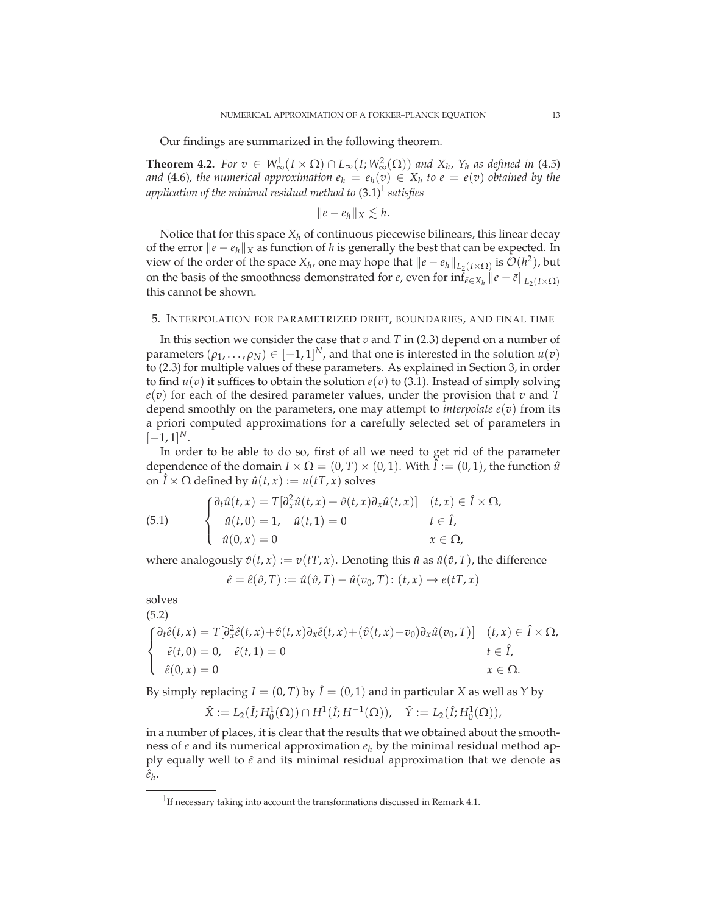Our findings are summarized in the following theorem.

**Theorem 4.2.** *For $v \in W^1_\infty(I \times \Omega) \cap L_\infty(I; W^2_\infty(\Omega))$ and $X_h$, $Y_h$ as defined in* (4.5) *and* (4.6)*, the numerical approximation $e_h = e_h(v) \in X_h$ to $e = e(v)$ obtained by the application of the minimal residual method to* (3.1)[1] *satisfies*

$$\|e - e_h\|_X \lesssim h.$$

Notice that for this space $X_h$ of continuous piecewise bilinears, this linear decay of the error $\|e - e_h\|_X$ as function of $h$ is generally the best that can be expected. In view of the order of the space $X_h$, one may hope that $\|e - e_h\|_{L_2(I \times \Omega)}$ is $\mathcal{O}(h^2)$, but on the basis of the smoothness demonstrated for $e$, even for $\inf_{\bar{e} \in X_h} \|e - \bar{e}\|_{L_2(I \times \Omega)}$ this cannot be shown.

## 5. Interpolation for parametrized drift, boundaries, and final time

In this section we consider the case that $v$ and $T$ in (2.3) depend on a number of parameters $(\rho_1, \ldots, \rho_N) \in [-1, 1]^N$, and that one is interested in the solution $u(v)$ to (2.3) for multiple values of these parameters. As explained in Section 3, in order to find $u(v)$ it suffices to obtain the solution $e(v)$ to (3.1). Instead of simply solving $e(v)$ for each of the desired parameter values, under the provision that $v$ and $T$ depend smoothly on the parameters, one may attempt to *interpolate* $e(v)$ from its a priori computed approximations for a carefully selected set of parameters in $[-1, 1]^N$.

In order to be able to do so, first of all we need to get rid of the parameter dependence of the domain $I \times \Omega = (0, T) \times (0, 1)$. With $\hat{I} := (0, 1)$, the function $\hat{u}$ on $\hat{I} \times \Omega$ defined by $\hat{u}(t, x) := u(tT, x)$ solves

$$\begin{cases} \partial_t \hat{u}(t,x) = T[\partial_x^2 \hat{u}(t,x) + \hat{v}(t,x)\partial_x \hat{u}(t,x)] & (t,x) \in \hat{I} \times \Omega, \\ \hat{u}(t,0) = 1, \quad \hat{u}(t,1) = 0 & t \in \hat{I}, \\ \hat{u}(0,x) = 0 & x \in \Omega, \end{cases} \tag{5.1}$$

where analogously $\hat{v}(t, x) := v(tT, x)$. Denoting this $\hat{u}$ as $\hat{u}(\hat{v}, T)$, the difference

$$\hat{e} = \hat{e}(\hat{v}, T) := \hat{u}(\hat{v}, T) - \hat{u}(v_0, T) \colon (t, x) \mapsto e(tT, x)$$

solves

$$\begin{cases} \partial_t \hat{e}(t,x) = T[\partial_x^2 \hat{e}(t,x) + \hat{v}(t,x)\partial_x \hat{e}(t,x) + (\hat{v}(t,x) - v_0)\partial_x \hat{u}(v_0, T)] & (t,x) \in \hat{I} \times \Omega, \\ \hat{e}(t,0) = 0, \quad \hat{e}(t,1) = 0 & t \in \hat{I}, \\ \hat{e}(0,x) = 0 & x \in \Omega. \end{cases} \tag{5.2}$$

By simply replacing $I = (0, T)$ by $\hat{I} = (0, 1)$ and in particular $X$ as well as $Y$ by

$$\hat{X} := L_2(\hat{I}; H^1_0(\Omega)) \cap H^1(\hat{I}; H^{-1}(\Omega)), \quad \hat{Y} := L_2(\hat{I}; H^1_0(\Omega)),$$

in a number of places, it is clear that the results that we obtained about the smoothness of $e$ and its numerical approximation $e_h$ by the minimal residual method apply equally well to $\hat{e}$ and its minimal residual approximation that we denote as $\hat{e}_h$.

---

[1] If necessary taking into account the transformations discussed in Remark 4.1.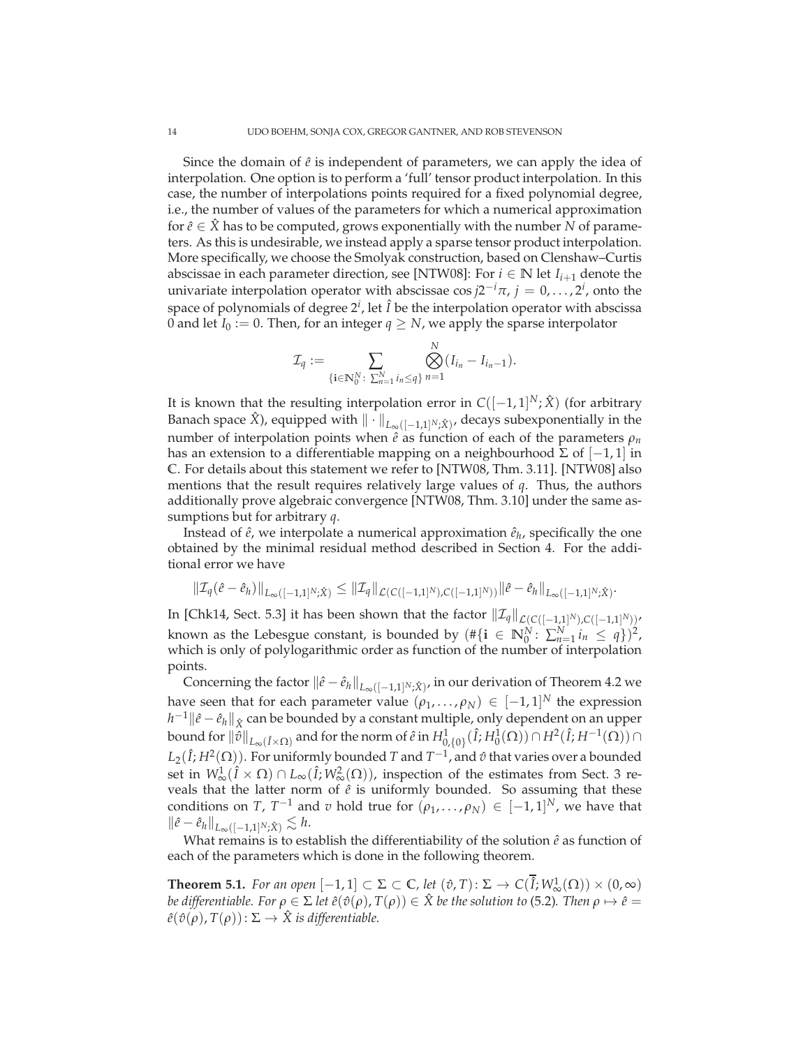Since the domain of $\hat{e}$ is independent of parameters, we can apply the idea of interpolation. One option is to perform a 'full' tensor product interpolation. In this case, the number of interpolations points required for a fixed polynomial degree, i.e., the number of values of the parameters for which a numerical approximation for $\hat{e} \in \hat{X}$ has to be computed, grows exponentially with the number $N$ of parameters. As this is undesirable, we instead apply a sparse tensor product interpolation. More specifically, we choose the Smolyak construction, based on Clenshaw–Curtis abscissae in each parameter direction, see [NTW08]: For $i \in \mathbb{N}$ let $I_{i+1}$ denote the univariate interpolation operator with abscissae $\cos j2^{-i}\pi$, $j = 0, \ldots, 2^i$, onto the space of polynomials of degree $2^i$, let $\hat{I}$ be the interpolation operator with abscissa 0 and let $I_0 := 0$. Then, for an integer $q \geq N$, we apply the sparse interpolator

$$\mathcal{I}_q := \sum_{\{\mathbf{i} \in \mathbb{N}_0^N \colon \sum_{n=1}^N i_n \leq q\}} \bigotimes_{n=1}^N (I_{i_n} - I_{i_n - 1}).$$

It is known that the resulting interpolation error in $C([-1,1]^N; \hat{X})$ (for arbitrary Banach space $\hat{X}$), equipped with $\|\cdot\|_{L_\infty([-1,1]^N;\hat{X})}$, decays subexponentially in the number of interpolation points when $\hat{e}$ as function of each of the parameters $\rho_n$ has an extension to a differentiable mapping on a neighbourhood $\Sigma$ of $[-1,1]$ in $\mathbb{C}$. For details about this statement we refer to [NTW08, Thm. 3.11]. [NTW08] also mentions that the result requires relatively large values of $q$. Thus, the authors additionally prove algebraic convergence [NTW08, Thm. 3.10] under the same assumptions but for arbitrary $q$.

Instead of $\hat{e}$, we interpolate a numerical approximation $\hat{e}_h$, specifically the one obtained by the minimal residual method described in Section 4. For the additional error we have

$$\|\mathcal{I}_q(\hat{e} - \hat{e}_h)\|_{L_\infty([-1,1]^N;\hat{X})} \leq \|\mathcal{I}_q\|_{\mathcal{L}(C([-1,1]^N),C([-1,1]^N))} \|\hat{e} - \hat{e}_h\|_{L_\infty([-1,1]^N;\hat{X})}.$$

In [Chk14, Sect. 5.3] it has been shown that the factor $\|\mathcal{I}_q\|_{\mathcal{L}(C([-1,1]^N),C([-1,1]^N))}$, known as the Lebesgue constant, is bounded by $(\#\{\mathbf{i} \in \mathbb{N}_0^N \colon \sum_{n=1}^N i_n \leq q\})^2$, which is only of polylogarithmic order as function of the number of interpolation points.

Concerning the factor $\|\hat{e} - \hat{e}_h\|_{L_\infty([-1,1]^N;\hat{X})}$, in our derivation of Theorem 4.2 we have seen that for each parameter value $(\rho_1, \ldots, \rho_N) \in [-1,1]^N$ the expression $h^{-1}\|\hat{e} - \hat{e}_h\|_{\hat{X}}$ can be bounded by a constant multiple, only dependent on an upper bound for $\|\hat{v}\|_{L_\infty(\hat{I} \times \Omega)}$ and for the norm of $\hat{e}$ in $H^1_{0,\{0\}}(\hat{I}; H^1_0(\Omega)) \cap H^2(\hat{I}; H^{-1}(\Omega)) \cap L_2(\hat{I}; H^2(\Omega))$. For uniformly bounded $T$ and $T^{-1}$, and $\hat{v}$ that varies over a bounded set in $W^1_\infty(\hat{I} \times \Omega) \cap L_\infty(\hat{I}; W^2_\infty(\Omega))$, inspection of the estimates from Sect. 3 reveals that the latter norm of $\hat{e}$ is uniformly bounded. So assuming that these conditions on $T$, $T^{-1}$ and $v$ hold true for $(\rho_1, \ldots, \rho_N) \in [-1,1]^N$, we have that $\|\hat{e} - \hat{e}_h\|_{L_\infty([-1,1]^N;\hat{X})} \lesssim h$.

What remains is to establish the differentiability of the solution $\hat{e}$ as function of each of the parameters which is done in the following theorem.

**Theorem 5.1.** *For an open $[-1,1] \subset \Sigma \subset \mathbb{C}$, let $(\hat{v}, T) \colon \Sigma \to C(\overline{\hat{I}}; W^1_\infty(\Omega)) \times (0, \infty)$ be differentiable. For $\rho \in \Sigma$ let $\hat{e}(\hat{v}(\rho), T(\rho)) \in \hat{X}$ be the solution to* (5.2)*. Then $\rho \mapsto \hat{e} = \hat{e}(\hat{v}(\rho), T(\rho)) \colon \Sigma \to \hat{X}$ is differentiable.*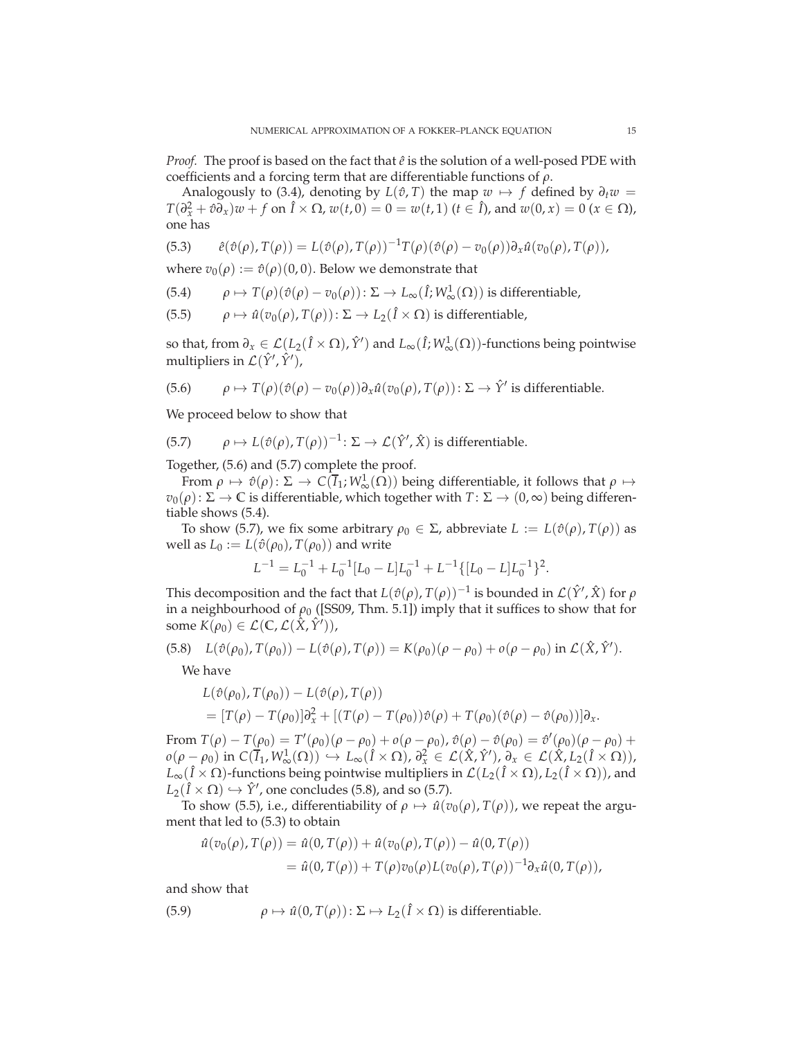*Proof.* The proof is based on the fact that $\hat{e}$ is the solution of a well-posed PDE with coefficients and a forcing term that are differentiable functions of $\rho$.

Analogously to (3.4), denoting by $L(\hat{v}, T)$ the map $w \mapsto f$ defined by $\partial_t w = T(\partial_x^2 + \hat{v}\partial_x)w + f$ on $\hat{I} \times \Omega$, $w(t, 0) = 0 = w(t, 1)$ $(t \in \hat{I})$, and $w(0, x) = 0$ $(x \in \Omega)$, one has

$$\hat{e}(\hat{v}(\rho), T(\rho)) = L(\hat{v}(\rho), T(\rho))^{-1} T(\rho)(\hat{v}(\rho) - v_0(\rho))\partial_x \hat{u}(v_0(\rho), T(\rho)), \tag{5.3}$$

where $v_0(\rho) := \hat{v}(\rho)(0, 0)$. Below we demonstrate that

$$\rho \mapsto T(\rho)(\hat{v}(\rho) - v_0(\rho)) \colon \Sigma \to L_\infty(\hat{I}; W_\infty^1(\Omega)) \text{ is differentiable,} \tag{5.4}$$

$$\rho \mapsto \hat{u}(v_0(\rho), T(\rho)) \colon \Sigma \to L_2(\hat{I} \times \Omega) \text{ is differentiable,} \tag{5.5}$$

so that, from $\partial_x \in \mathcal{L}(L_2(\hat{I} \times \Omega), \hat{Y}')$ and $L_\infty(\hat{I}; W_\infty^1(\Omega))$-functions being pointwise multipliers in $\mathcal{L}(\hat{Y}', \hat{Y}')$,

$$\rho \mapsto T(\rho)(\hat{v}(\rho) - v_0(\rho))\partial_x \hat{u}(v_0(\rho), T(\rho)) \colon \Sigma \to \hat{Y}' \text{ is differentiable.} \tag{5.6}$$

We proceed below to show that

$$\rho \mapsto L(\hat{v}(\rho), T(\rho))^{-1} \colon \Sigma \to \mathcal{L}(\hat{Y}', \hat{X}) \text{ is differentiable.} \tag{5.7}$$

Together, (5.6) and (5.7) complete the proof.

From $\rho \mapsto \hat{v}(\rho) \colon \Sigma \to C(\overline{I}_1; W_\infty^1(\Omega))$ being differentiable, it follows that $\rho \mapsto v_0(\rho) \colon \Sigma \to \mathbb{C}$ is differentiable, which together with $T \colon \Sigma \to (0, \infty)$ being differentiable shows (5.4).

To show (5.7), we fix some arbitrary $\rho_0 \in \Sigma$, abbreviate $L := L(\hat{v}(\rho), T(\rho))$ as well as $L_0 := L(\hat{v}(\rho_0), T(\rho_0))$ and write

$$L^{-1} = L_0^{-1} + L_0^{-1}[L_0 - L]L_0^{-1} + L^{-1}\{[L_0 - L]L_0^{-1}\}^2.$$

This decomposition and the fact that $L(\hat{v}(\rho), T(\rho))^{-1}$ is bounded in $\mathcal{L}(\hat{Y}', \hat{X})$ for $\rho$ in a neighbourhood of $\rho_0$ ([SS09, Thm. 5.1]) imply that it suffices to show that for some $K(\rho_0) \in \mathcal{L}(\mathbb{C}, \mathcal{L}(\hat{X}, \hat{Y}'))$,

$$L(\hat{v}(\rho_0), T(\rho_0)) - L(\hat{v}(\rho), T(\rho)) = K(\rho_0)(\rho - \rho_0) + o(\rho - \rho_0) \text{ in } \mathcal{L}(\hat{X}, \hat{Y}'). \tag{5.8}$$

We have

$$\begin{aligned}
&L(\hat{v}(\rho_0), T(\rho_0)) - L(\hat{v}(\rho), T(\rho)) \\
&\quad = [T(\rho) - T(\rho_0)]\partial_x^2 + [(T(\rho) - T(\rho_0))\hat{v}(\rho) + T(\rho_0)(\hat{v}(\rho) - \hat{v}(\rho_0))]\partial_x.
\end{aligned}$$

From $T(\rho) - T(\rho_0) = T'(\rho_0)(\rho - \rho_0) + o(\rho - \rho_0)$, $\hat{v}(\rho) - \hat{v}(\rho_0) = \hat{v}'(\rho_0)(\rho - \rho_0) + o(\rho - \rho_0)$ in $C(\overline{I}_1, W_\infty^1(\Omega)) \hookrightarrow L_\infty(\hat{I} \times \Omega)$, $\partial_x^2 \in \mathcal{L}(\hat{X}, \hat{Y}')$, $\partial_x \in \mathcal{L}(\hat{X}, L_2(\hat{I} \times \Omega))$, $L_\infty(\hat{I} \times \Omega)$-functions being pointwise multipliers in $\mathcal{L}(L_2(\hat{I} \times \Omega), L_2(\hat{I} \times \Omega))$, and $L_2(\hat{I} \times \Omega) \hookrightarrow \hat{Y}'$, one concludes (5.8), and so (5.7).

To show (5.5), i.e., differentiability of $\rho \mapsto \hat{u}(v_0(\rho), T(\rho))$, we repeat the argument that led to (5.3) to obtain

$$\begin{aligned}
\hat{u}(v_0(\rho), T(\rho)) &= \hat{u}(0, T(\rho)) + \hat{u}(v_0(\rho), T(\rho)) - \hat{u}(0, T(\rho)) \\
&= \hat{u}(0, T(\rho)) + T(\rho)v_0(\rho)L(v_0(\rho), T(\rho))^{-1}\partial_x \hat{u}(0, T(\rho)),
\end{aligned}$$

and show that

$$\rho \mapsto \hat{u}(0, T(\rho)) \colon \Sigma \mapsto L_2(\hat{I} \times \Omega) \text{ is differentiable.} \tag{5.9}$$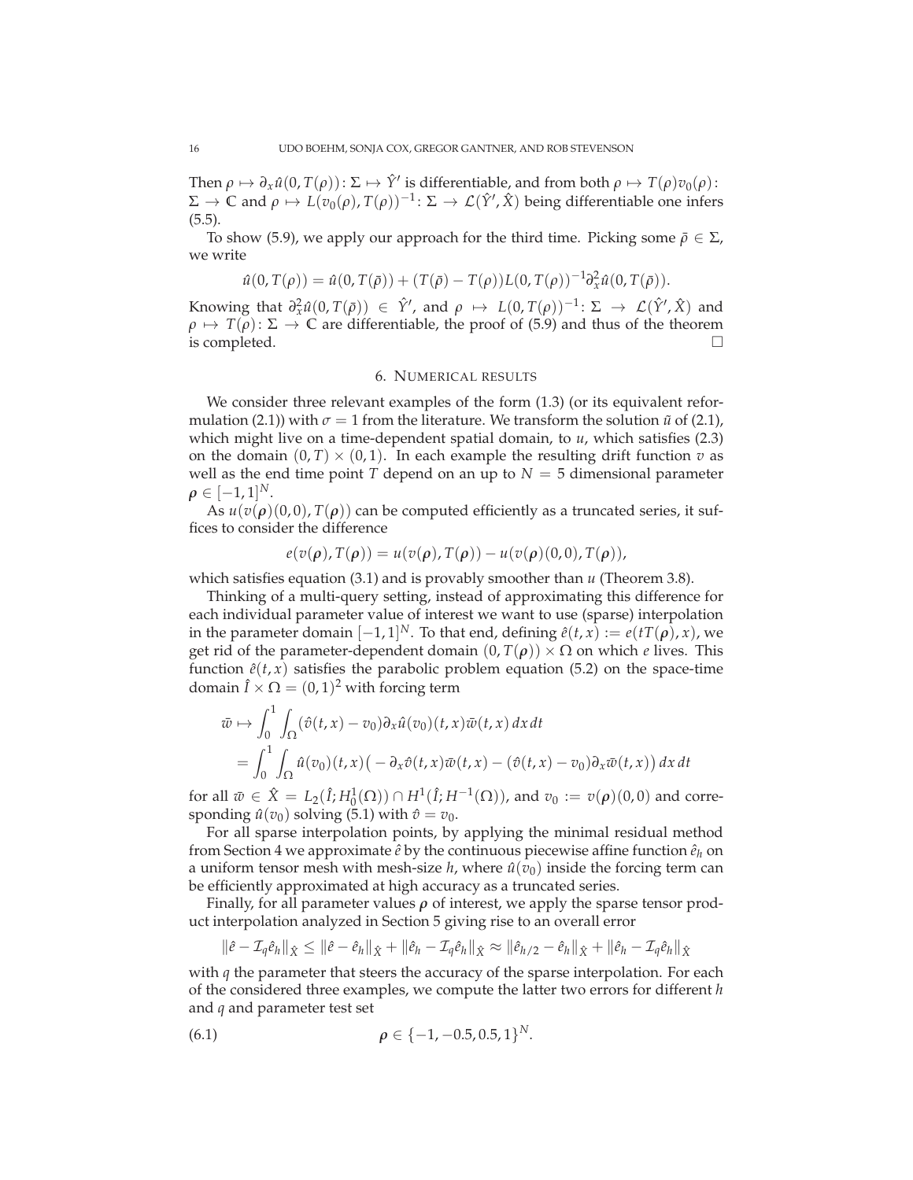Then $\rho \mapsto \partial_x \hat{u}(0, T(\rho)) \colon \Sigma \mapsto \hat{Y}'$ is differentiable, and from both $\rho \mapsto T(\rho)v_0(\rho)\colon \Sigma \to \mathbb{C}$ and $\rho \mapsto L(v_0(\rho), T(\rho))^{-1} \colon \Sigma \to \mathcal{L}(\hat{Y}', \hat{X})$ being differentiable one infers (5.5).

To show (5.9), we apply our approach for the third time. Picking some $\bar{\rho} \in \Sigma$, we write

$$\hat{u}(0, T(\rho)) = \hat{u}(0, T(\bar{\rho})) + (T(\bar{\rho}) - T(\rho)) L(0, T(\rho))^{-1} \partial_x^2 \hat{u}(0, T(\bar{\rho})).$$

Knowing that $\partial_x^2 \hat{u}(0, T(\bar{\rho})) \in \hat{Y}'$, and $\rho \mapsto L(0, T(\rho))^{-1} \colon \Sigma \to \mathcal{L}(\hat{Y}', \hat{X})$ and $\rho \mapsto T(\rho) \colon \Sigma \to \mathbb{C}$ are differentiable, the proof of (5.9) and thus of the theorem is completed. $\square$

## 6. Numerical results

We consider three relevant examples of the form (1.3) (or its equivalent reformulation (2.1)) with $\sigma = 1$ from the literature. We transform the solution $\tilde{u}$ of (2.1), which might live on a time-dependent spatial domain, to $u$, which satisfies (2.3) on the domain $(0, T) \times (0, 1)$. In each example the resulting drift function $v$ as well as the end time point $T$ depend on an up to $N = 5$ dimensional parameter $\boldsymbol{\rho} \in [-1, 1]^N$.

As $u(v(\boldsymbol{\rho})(0, 0), T(\boldsymbol{\rho}))$ can be computed efficiently as a truncated series, it suffices to consider the difference

$$e(v(\boldsymbol{\rho}), T(\boldsymbol{\rho})) = u(v(\boldsymbol{\rho}), T(\boldsymbol{\rho})) - u(v(\boldsymbol{\rho})(0, 0), T(\boldsymbol{\rho})),$$

which satisfies equation (3.1) and is provably smoother than $u$ (Theorem 3.8).

Thinking of a multi-query setting, instead of approximating this difference for each individual parameter value of interest we want to use (sparse) interpolation in the parameter domain $[-1, 1]^N$. To that end, defining $\hat{e}(t, x) := e(tT(\boldsymbol{\rho}), x)$, we get rid of the parameter-dependent domain $(0, T(\boldsymbol{\rho})) \times \Omega$ on which $e$ lives. This function $\hat{e}(t, x)$ satisfies the parabolic problem equation (5.2) on the space-time domain $\hat{I} \times \Omega = (0, 1)^2$ with forcing term

$$\begin{aligned}
\bar{w} &\mapsto \int_0^1 \int_\Omega (\hat{v}(t, x) - v_0) \partial_x \hat{u}(v_0)(t, x) \bar{w}(t, x) \, dx \, dt \\
&= \int_0^1 \int_\Omega \hat{u}(v_0)(t, x) \big( -\partial_x \hat{v}(t, x) \bar{w}(t, x) - (\hat{v}(t, x) - v_0) \partial_x \bar{w}(t, x) \big) \, dx \, dt
\end{aligned}$$

for all $\bar{w} \in \hat{X} = L_2(\hat{I}; H_0^1(\Omega)) \cap H^1(\hat{I}; H^{-1}(\Omega))$, and $v_0 := v(\boldsymbol{\rho})(0, 0)$ and corresponding $\hat{u}(v_0)$ solving (5.1) with $\hat{v} = v_0$.

For all sparse interpolation points, by applying the minimal residual method from Section 4 we approximate $\hat{e}$ by the continuous piecewise affine function $\hat{e}_h$ on a uniform tensor mesh with mesh-size $h$, where $\hat{u}(v_0)$ inside the forcing term can be efficiently approximated at high accuracy as a truncated series.

Finally, for all parameter values $\boldsymbol{\rho}$ of interest, we apply the sparse tensor product interpolation analyzed in Section 5 giving rise to an overall error

$$\|\hat{e} - \mathcal{I}_q \hat{e}_h\|_{\hat{X}} \leq \|\hat{e} - \hat{e}_h\|_{\hat{X}} + \|\hat{e}_h - \mathcal{I}_q \hat{e}_h\|_{\hat{X}} \approx \|\hat{e}_{h/2} - \hat{e}_h\|_{\hat{X}} + \|\hat{e}_h - \mathcal{I}_q \hat{e}_h\|_{\hat{X}}$$

with $q$ the parameter that steers the accuracy of the sparse interpolation. For each of the considered three examples, we compute the latter two errors for different $h$ and $q$ and parameter test set

$$\boldsymbol{\rho} \in \{-1, -0.5, 0.5, 1\}^N. \tag{6.1}$$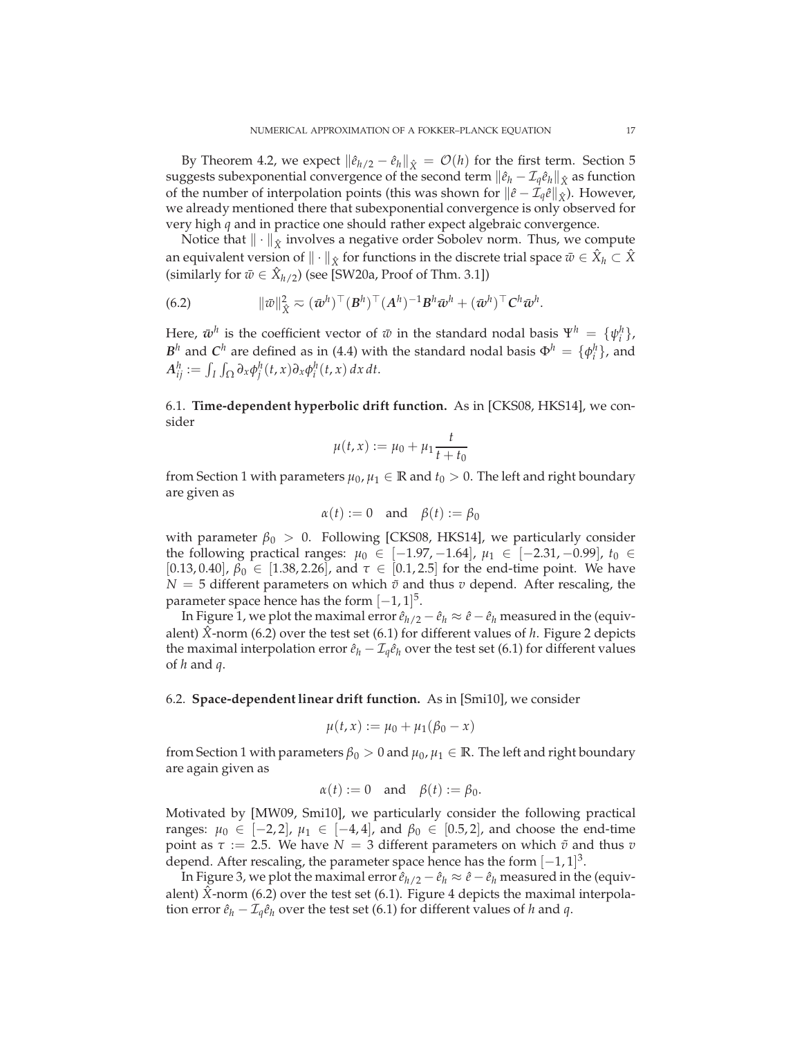By Theorem 4.2, we expect $\|\hat{e}_{h/2} - \hat{e}_h\|_{\hat{X}} = \mathcal{O}(h)$ for the first term. Section 5 suggests subexponential convergence of the second term $\|\hat{e}_h - \mathcal{I}_q \hat{e}_h\|_{\hat{X}}$ as function of the number of interpolation points (this was shown for $\|\hat{e} - \mathcal{I}_q \hat{e}\|_{\hat{X}}$). However, we already mentioned there that subexponential convergence is only observed for very high $q$ and in practice one should rather expect algebraic convergence.

Notice that $\|\cdot\|_{\hat{X}}$ involves a negative order Sobolev norm. Thus, we compute an equivalent version of $\|\cdot\|_{\hat{X}}$ for functions in the discrete trial space $\bar{w} \in \hat{X}_h \subset \hat{X}$ (similarly for $\bar{w} \in \hat{X}_{h/2}$) (see [SW20a, Proof of Thm. 3.1])

$$\|\bar{w}\|_{\hat{X}}^2 \approx (\bar{\boldsymbol{w}}^h)^\top (\boldsymbol{B}^h)^\top (\boldsymbol{A}^h)^{-1} \boldsymbol{B}^h \bar{\boldsymbol{w}}^h + (\bar{\boldsymbol{w}}^h)^\top \boldsymbol{C}^h \bar{\boldsymbol{w}}^h. \tag{6.2}$$

Here, $\bar{\boldsymbol{w}}^h$ is the coefficient vector of $\bar{w}$ in the standard nodal basis $\Psi^h = \{\psi_i^h\}$, $\boldsymbol{B}^h$ and $\boldsymbol{C}^h$ are defined as in (4.4) with the standard nodal basis $\Phi^h = \{\phi_i^h\}$, and $\boldsymbol{A}_{ij}^h := \int_I \int_\Omega \partial_x \phi_j^h(t,x) \partial_x \phi_i^h(t,x)\, dx\, dt$.

## 6.1. Time-dependent hyperbolic drift function.

As in [CKS08, HKS14], we consider

$$\mu(t,x) := \mu_0 + \mu_1 \frac{t}{t + t_0}$$

from Section 1 with parameters $\mu_0, \mu_1 \in \mathbb{R}$ and $t_0 > 0$. The left and right boundary are given as

$$\alpha(t) := 0 \quad \text{and} \quad \beta(t) := \beta_0$$

with parameter $\beta_0 > 0$. Following [CKS08, HKS14], we particularly consider the following practical ranges: $\mu_0 \in [-1.97, -1.64]$, $\mu_1 \in [-2.31, -0.99]$, $t_0 \in [0.13, 0.40]$, $\beta_0 \in [1.38, 2.26]$, and $\tau \in [0.1, 2.5]$ for the end-time point. We have $N = 5$ different parameters on which $\tilde{v}$ and thus $v$ depend. After rescaling, the parameter space hence has the form $[-1,1]^5$.

In Figure 1, we plot the maximal error $\hat{e}_{h/2} - \hat{e}_h \approx \hat{e} - \hat{e}_h$ measured in the (equivalent) $\hat{X}$-norm (6.2) over the test set (6.1) for different values of $h$. Figure 2 depicts the maximal interpolation error $\hat{e}_h - \mathcal{I}_q \hat{e}_h$ over the test set (6.1) for different values of $h$ and $q$.

## 6.2. Space-dependent linear drift function.

As in [Smi10], we consider

$$\mu(t,x) := \mu_0 + \mu_1(\beta_0 - x)$$

from Section 1 with parameters $\beta_0 > 0$ and $\mu_0, \mu_1 \in \mathbb{R}$. The left and right boundary are again given as

$$\alpha(t) := 0 \quad \text{and} \quad \beta(t) := \beta_0.$$

Motivated by [MW09, Smi10], we particularly consider the following practical ranges: $\mu_0 \in [-2, 2]$, $\mu_1 \in [-4, 4]$, and $\beta_0 \in [0.5, 2]$, and choose the end-time point as $\tau := 2.5$. We have $N = 3$ different parameters on which $\tilde{v}$ and thus $v$ depend. After rescaling, the parameter space hence has the form $[-1,1]^3$.

In Figure 3, we plot the maximal error $\hat{e}_{h/2} - \hat{e}_h \approx \hat{e} - \hat{e}_h$ measured in the (equivalent) $\hat{X}$-norm (6.2) over the test set (6.1). Figure 4 depicts the maximal interpolation error $\hat{e}_h - \mathcal{I}_q \hat{e}_h$ over the test set (6.1) for different values of $h$ and $q$.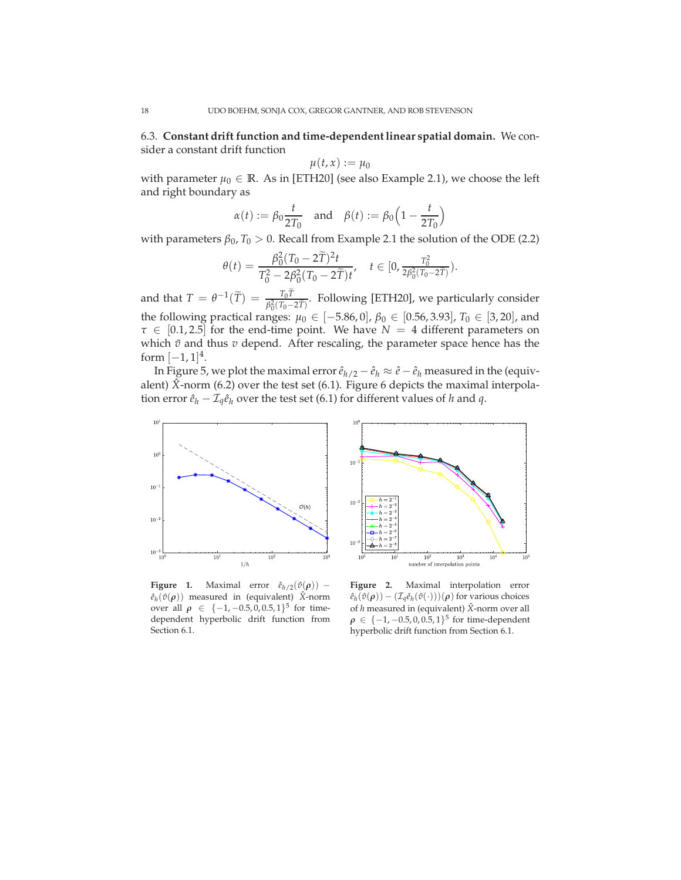6.3. **Constant drift function and time-dependent linear spatial domain.** We consider a constant drift function

$$\mu(t, x) := \mu_0$$

with parameter $\mu_0 \in \mathbb{R}$. As in [ETH20] (see also Example 2.1), we choose the left and right boundary as

$$\alpha(t) := \beta_0 \frac{t}{2T_0} \quad \text{and} \quad \beta(t) := \beta_0 \Big(1 - \frac{t}{2T_0}\Big)$$

with parameters $\beta_0, T_0 > 0$. Recall from Example 2.1 the solution of the ODE (2.2)

$$\theta(t) = \frac{\beta_0^2 (T_0 - 2\widetilde{T})^2 t}{T_0^2 - 2\beta_0^2 (T_0 - 2\widetilde{T}) t}, \quad t \in [0, \tfrac{T_0^2}{2\beta_0^2 (T_0 - 2\widetilde{T})}).$$

and that $T = \theta^{-1}(\widetilde{T}) = \frac{T_0 \widetilde{T}}{\beta_0^2 (T_0 - 2\widetilde{T})}$. Following [ETH20], we particularly consider the following practical ranges: $\mu_0 \in [-5.86, 0]$, $\beta_0 \in [0.56, 3.93]$, $T_0 \in [3, 20]$, and $\tau \in [0.1, 2.5]$ for the end-time point. We have $N = 4$ different parameters on which $\tilde{v}$ and thus $v$ depend. After rescaling, the parameter space hence has the form $[-1, 1]^4$.

In Figure 5, we plot the maximal error $\hat{e}_{h/2} - \hat{e}_h \approx \hat{e} - \hat{e}_h$ measured in the (equivalent) $\hat{X}$-norm (6.2) over the test set (6.1). Figure 6 depicts the maximal interpolation error $\hat{e}_h - \mathcal{I}_q \hat{e}_h$ over the test set (6.1) for different values of $h$ and $q$.

**Figure 1.** Maximal error $\hat{e}_{h/2}(\hat{v}(\boldsymbol{\rho})) - \hat{e}_h(\hat{v}(\boldsymbol{\rho}))$ measured in (equivalent) $\hat{X}$-norm over all $\boldsymbol{\rho} \in \{-1, -0.5, 0, 0.5, 1\}^5$ for time-dependent hyperbolic drift function from Section 6.1.

**Figure 2.** Maximal interpolation error $\hat{e}_h(\hat{v}(\boldsymbol{\rho})) - (\mathcal{I}_q \hat{e}_h(\hat{v}(\cdot)))(\boldsymbol{\rho})$ for various choices of $h$ measured in (equivalent) $\hat{X}$-norm over all $\boldsymbol{\rho} \in \{-1, -0.5, 0, 0.5, 1\}^5$ for time-dependent hyperbolic drift function from Section 6.1.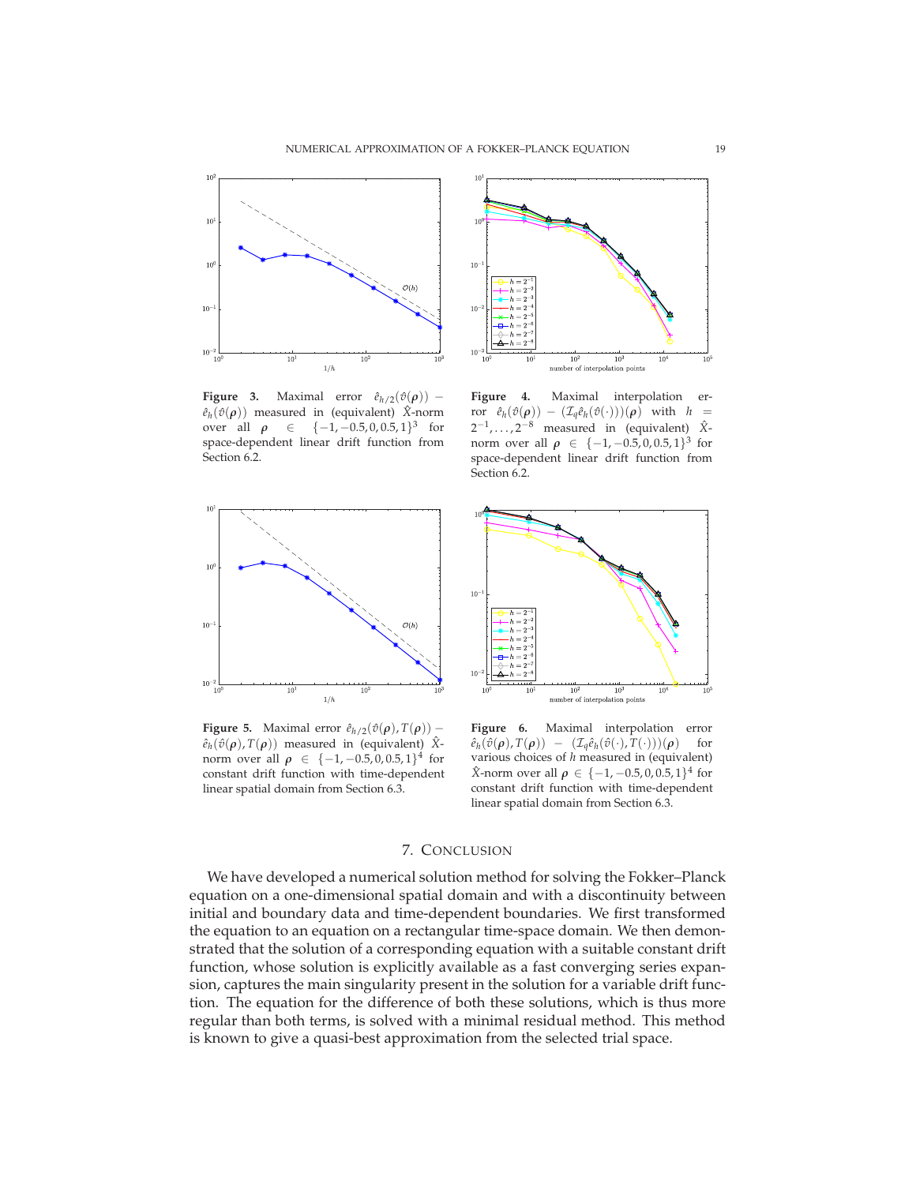**Figure 3.** Maximal error $\hat{e}_{h/2}(\hat{\vartheta}(\boldsymbol{\rho})) - \hat{e}_h(\hat{\vartheta}(\boldsymbol{\rho}))$ measured in (equivalent) $\hat{X}$-norm over all $\boldsymbol{\rho} \in \{-1, -0.5, 0, 0.5, 1\}^3$ for space-dependent linear drift function from Section 6.2.

**Figure 4.** Maximal interpolation error $\hat{e}_h(\hat{\vartheta}(\boldsymbol{\rho})) - (\mathcal{I}_q \hat{e}_h(\hat{\vartheta}(\cdot)))(\boldsymbol{\rho})$ with $h = 2^{-1}, \ldots, 2^{-8}$ measured in (equivalent) $\hat{X}$-norm over all $\boldsymbol{\rho} \in \{-1, -0.5, 0, 0.5, 1\}^3$ for space-dependent linear drift function from Section 6.2.

**Figure 5.** Maximal error $\hat{e}_{h/2}(\hat{\vartheta}(\boldsymbol{\rho}), T(\boldsymbol{\rho})) - \hat{e}_h(\hat{\vartheta}(\boldsymbol{\rho}), T(\boldsymbol{\rho}))$ measured in (equivalent) $\hat{X}$-norm over all $\boldsymbol{\rho} \in \{-1, -0.5, 0, 0.5, 1\}^4$ for constant drift function with time-dependent linear spatial domain from Section 6.3.

**Figure 6.** Maximal interpolation error $\hat{e}_h(\hat{\vartheta}(\boldsymbol{\rho}), T(\boldsymbol{\rho})) - (\mathcal{I}_q \hat{e}_h(\hat{\vartheta}(\cdot), T(\cdot)))(\boldsymbol{\rho})$ for various choices of $h$ measured in (equivalent) $\hat{X}$-norm over all $\boldsymbol{\rho} \in \{-1, -0.5, 0, 0.5, 1\}^4$ for constant drift function with time-dependent linear spatial domain from Section 6.3.

## 7. Conclusion

We have developed a numerical solution method for solving the Fokker–Planck equation on a one-dimensional spatial domain and with a discontinuity between initial and boundary data and time-dependent boundaries. We first transformed the equation to an equation on a rectangular time-space domain. We then demonstrated that the solution of a corresponding equation with a suitable constant drift function, whose solution is explicitly available as a fast converging series expansion, captures the main singularity present in the solution for a variable drift function. The equation for the difference of both these solutions, which is thus more regular than both terms, is solved with a minimal residual method. This method is known to give a quasi-best approximation from the selected trial space.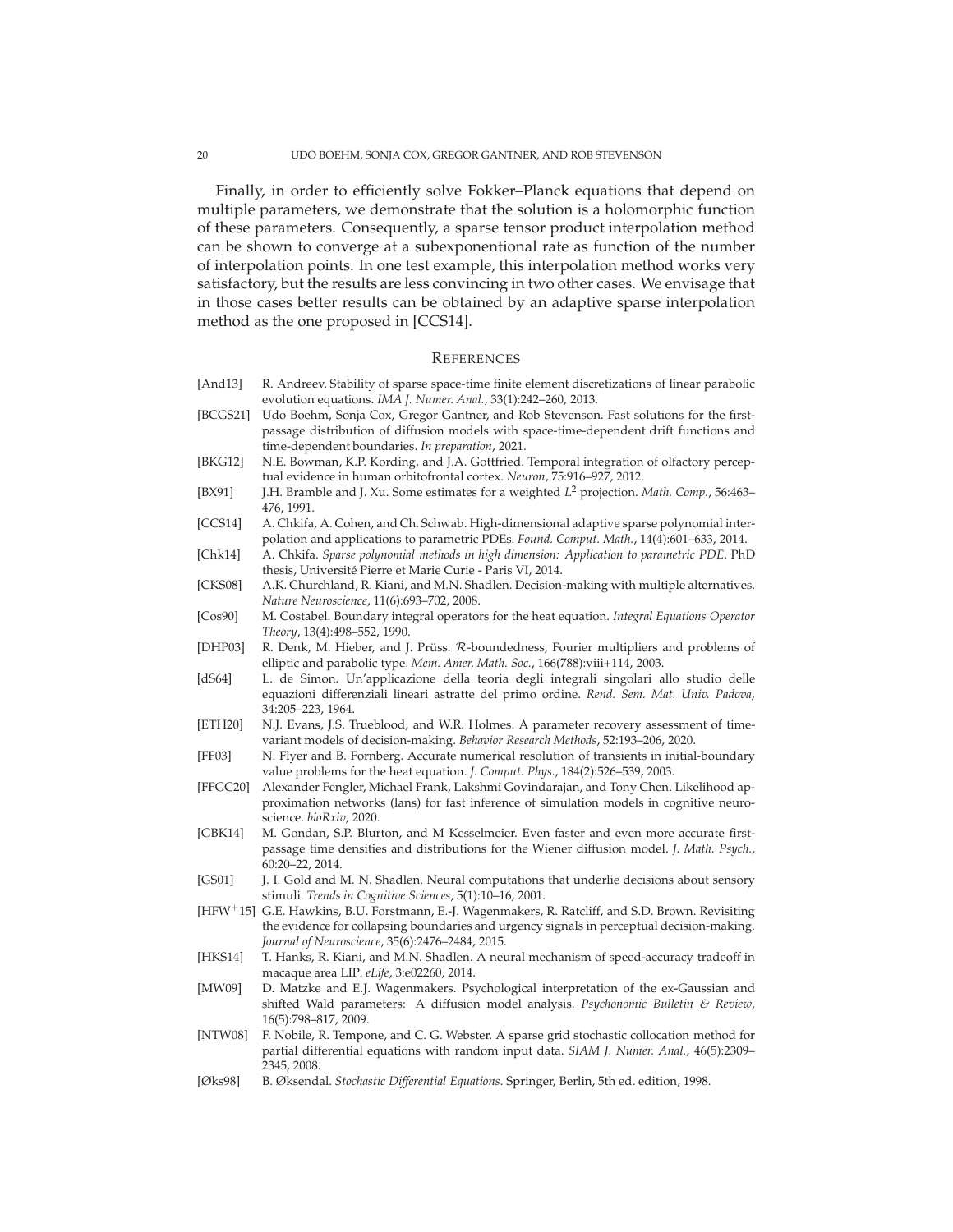Finally, in order to efficiently solve Fokker–Planck equations that depend on multiple parameters, we demonstrate that the solution is a holomorphic function of these parameters. Consequently, a sparse tensor product interpolation method can be shown to converge at a subexponentional rate as function of the number of interpolation points. In one test example, this interpolation method works very satisfactory, but the results are less convincing in two other cases. We envisage that in those cases better results can be obtained by an adaptive sparse interpolation method as the one proposed in [CCS14].

## References

- [And13] R. Andreev. Stability of sparse space-time finite element discretizations of linear parabolic evolution equations. *IMA J. Numer. Anal.*, 33(1):242–260, 2013.
- [BCGS21] Udo Boehm, Sonja Cox, Gregor Gantner, and Rob Stevenson. Fast solutions for the first-passage distribution of diffusion models with space-time-dependent drift functions and time-dependent boundaries. *In preparation*, 2021.
- [BKG12] N.E. Bowman, K.P. Kording, and J.A. Gottfried. Temporal integration of olfactory perceptual evidence in human orbitofrontal cortex. *Neuron*, 75:916–927, 2012.
- [BX91] J.H. Bramble and J. Xu. Some estimates for a weighted $L^2$ projection. *Math. Comp.*, 56:463–476, 1991.
- [CCS14] A. Chkifa, A. Cohen, and Ch. Schwab. High-dimensional adaptive sparse polynomial interpolation and applications to parametric PDEs. *Found. Comput. Math.*, 14(4):601–633, 2014.
- [Chk14] A. Chkifa. *Sparse polynomial methods in high dimension: Application to parametric PDE*. PhD thesis, Université Pierre et Marie Curie - Paris VI, 2014.
- [CKS08] A.K. Churchland, R. Kiani, and M.N. Shadlen. Decision-making with multiple alternatives. *Nature Neuroscience*, 11(6):693–702, 2008.
- [Cos90] M. Costabel. Boundary integral operators for the heat equation. *Integral Equations Operator Theory*, 13(4):498–552, 1990.
- [DHP03] R. Denk, M. Hieber, and J. Prüss. $\mathcal{R}$-boundedness, Fourier multipliers and problems of elliptic and parabolic type. *Mem. Amer. Math. Soc.*, 166(788):viii+114, 2003.
- [dS64] L. de Simon. Un'applicazione della teoria degli integrali singolari allo studio delle equazioni differenziali lineari astratte del primo ordine. *Rend. Sem. Mat. Univ. Padova*, 34:205–223, 1964.
- [ETH20] N.J. Evans, J.S. Trueblood, and W.R. Holmes. A parameter recovery assessment of time-variant models of decision-making. *Behavior Research Methods*, 52:193–206, 2020.
- [FF03] N. Flyer and B. Fornberg. Accurate numerical resolution of transients in initial-boundary value problems for the heat equation. *J. Comput. Phys.*, 184(2):526–539, 2003.
- [FFGC20] Alexander Fengler, Michael Frank, Lakshmi Govindarajan, and Tony Chen. Likelihood approximation networks (lans) for fast inference of simulation models in cognitive neuroscience. *bioRxiv*, 2020.
- [GBK14] M. Gondan, S.P. Blurton, and M Kesselmeier. Even faster and even more accurate first-passage time densities and distributions for the Wiener diffusion model. *J. Math. Psych.*, 60:20–22, 2014.
- [GS01] J. I. Gold and M. N. Shadlen. Neural computations that underlie decisions about sensory stimuli. *Trends in Cognitive Sciences*, 5(1):10–16, 2001.
- [HFW+15] G.E. Hawkins, B.U. Forstmann, E.-J. Wagenmakers, R. Ratcliff, and S.D. Brown. Revisiting the evidence for collapsing boundaries and urgency signals in perceptual decision-making. *Journal of Neuroscience*, 35(6):2476–2484, 2015.
- [HKS14] T. Hanks, R. Kiani, and M.N. Shadlen. A neural mechanism of speed-accuracy tradeoff in macaque area LIP. *eLife*, 3:e02260, 2014.
- [MW09] D. Matzke and E.J. Wagenmakers. Psychological interpretation of the ex-Gaussian and shifted Wald parameters: A diffusion model analysis. *Psychonomic Bulletin & Review*, 16(5):798–817, 2009.
- [NTW08] F. Nobile, R. Tempone, and C. G. Webster. A sparse grid stochastic collocation method for partial differential equations with random input data. *SIAM J. Numer. Anal.*, 46(5):2309–2345, 2008.
- [Øks98] B. Øksendal. *Stochastic Differential Equations*. Springer, Berlin, 5th ed. edition, 1998.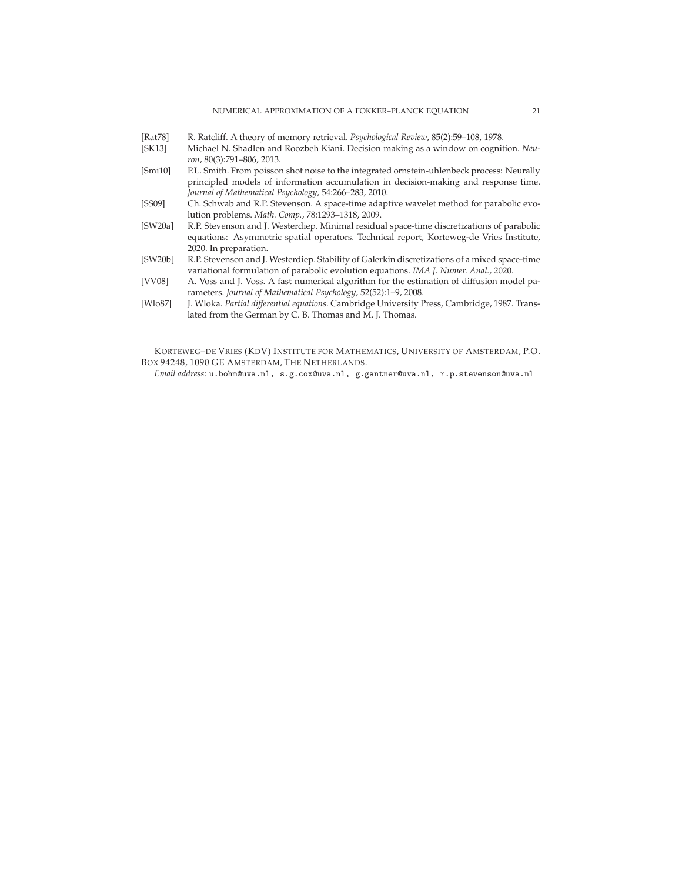[Rat78] R. Ratcliff. A theory of memory retrieval. *Psychological Review*, 85(2):59–108, 1978.

[SK13] Michael N. Shadlen and Roozbeh Kiani. Decision making as a window on cognition. *Neuron*, 80(3):791–806, 2013.

[Smi10] P.L. Smith. From poisson shot noise to the integrated ornstein-uhlenbeck process: Neurally principled models of information accumulation in decision-making and response time. *Journal of Mathematical Psychology*, 54:266–283, 2010.

[SS09] Ch. Schwab and R.P. Stevenson. A space-time adaptive wavelet method for parabolic evolution problems. *Math. Comp.*, 78:1293–1318, 2009.

[SW20a] R.P. Stevenson and J. Westerdiep. Minimal residual space-time discretizations of parabolic equations: Asymmetric spatial operators. Technical report, Korteweg-de Vries Institute, 2020. In preparation.

[SW20b] R.P. Stevenson and J. Westerdiep. Stability of Galerkin discretizations of a mixed space-time variational formulation of parabolic evolution equations. *IMA J. Numer. Anal.*, 2020.

[VV08] A. Voss and J. Voss. A fast numerical algorithm for the estimation of diffusion model parameters. *Journal of Mathematical Psychology*, 52(52):1–9, 2008.

[Wlo87] J. Wloka. *Partial differential equations*. Cambridge University Press, Cambridge, 1987. Translated from the German by C. B. Thomas and M. J. Thomas.

KORTEWEG–DE VRIES (KDV) INSTITUTE FOR MATHEMATICS, UNIVERSITY OF AMSTERDAM, P.O. BOX 94248, 1090 GE AMSTERDAM, THE NETHERLANDS.

*Email address*: `u.bohm@uva.nl, s.g.cox@uva.nl, g.gantner@uva.nl, r.p.stevenson@uva.nl`